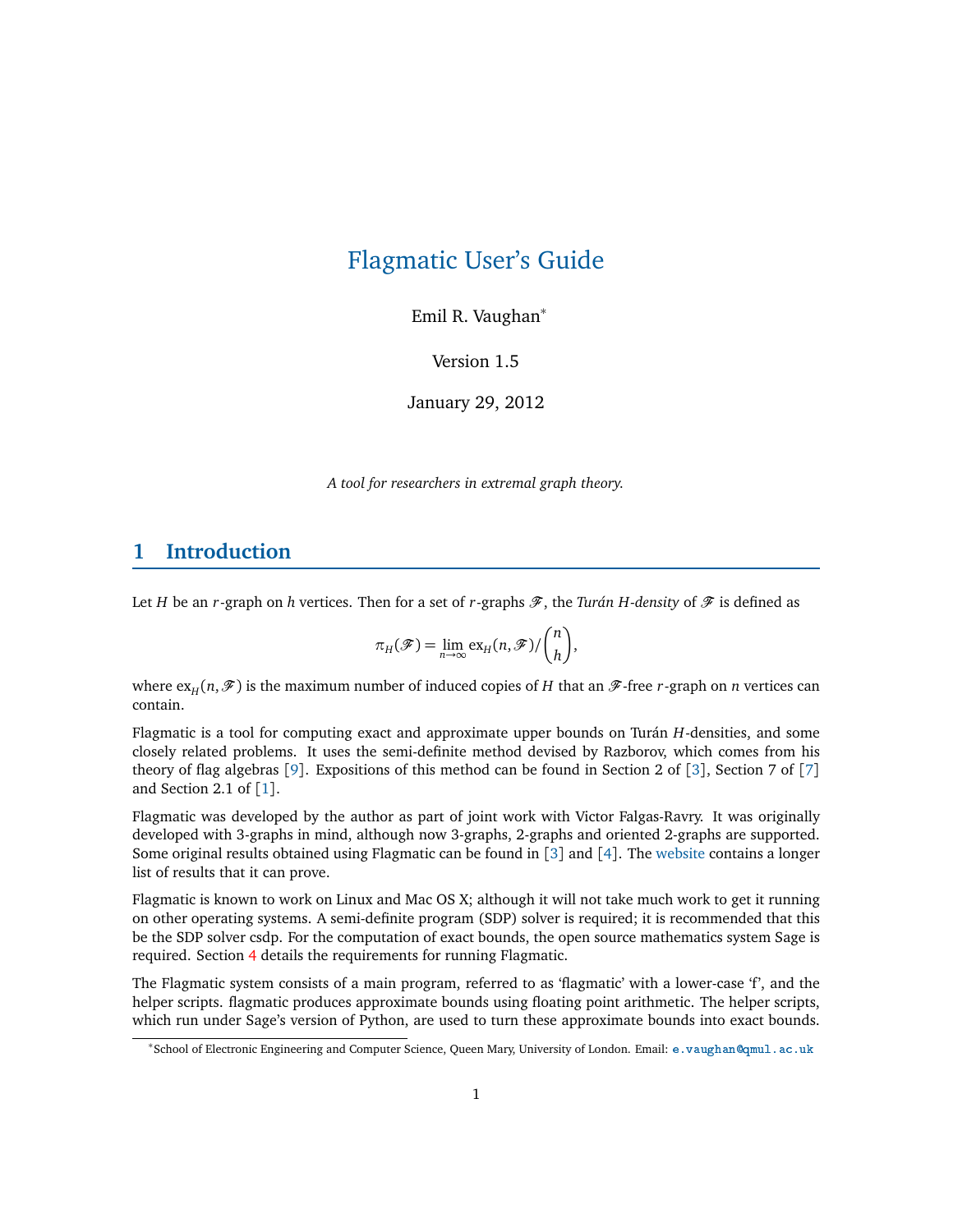# Flagmatic User's Guide

Emil R. Vaughan[*]

Version 1.5

January 29, 2012

*A tool for researchers in extremal graph theory.*

## 1 Introduction

Let $H$ be an $r$-graph on $h$ vertices. Then for a set of $r$-graphs $\mathscr{F}$, the *Turán $H$-density* of $\mathscr{F}$ is defined as

$$\pi_H(\mathscr{F}) = \lim_{n\to\infty} \mathrm{ex}_H(n, \mathscr{F}) / \binom{n}{h},$$

where $\mathrm{ex}_H(n, \mathscr{F})$ is the maximum number of induced copies of $H$ that an $\mathscr{F}$-free $r$-graph on $n$ vertices can contain.

Flagmatic is a tool for computing exact and approximate upper bounds on Turán $H$-densities, and some closely related problems. It uses the semi-definite method devised by Razborov, which comes from his theory of flag algebras [9]. Expositions of this method can be found in Section 2 of [3], Section 7 of [7] and Section 2.1 of [1].

Flagmatic was developed by the author as part of joint work with Victor Falgas-Ravry. It was originally developed with 3-graphs in mind, although now 3-graphs, 2-graphs and oriented 2-graphs are supported. Some original results obtained using Flagmatic can be found in [3] and [4]. The website contains a longer list of results that it can prove.

Flagmatic is known to work on Linux and Mac OS X; although it will not take much work to get it running on other operating systems. A semi-definite program (SDP) solver is required; it is recommended that this be the SDP solver csdp. For the computation of exact bounds, the open source mathematics system Sage is required. Section 4 details the requirements for running Flagmatic.

The Flagmatic system consists of a main program, referred to as 'flagmatic' with a lower-case 'f', and the helper scripts. flagmatic produces approximate bounds using floating point arithmetic. The helper scripts, which run under Sage's version of Python, are used to turn these approximate bounds into exact bounds.

[*] School of Electronic Engineering and Computer Science, Queen Mary, University of London. Email: e.vaughan@qmul.ac.uk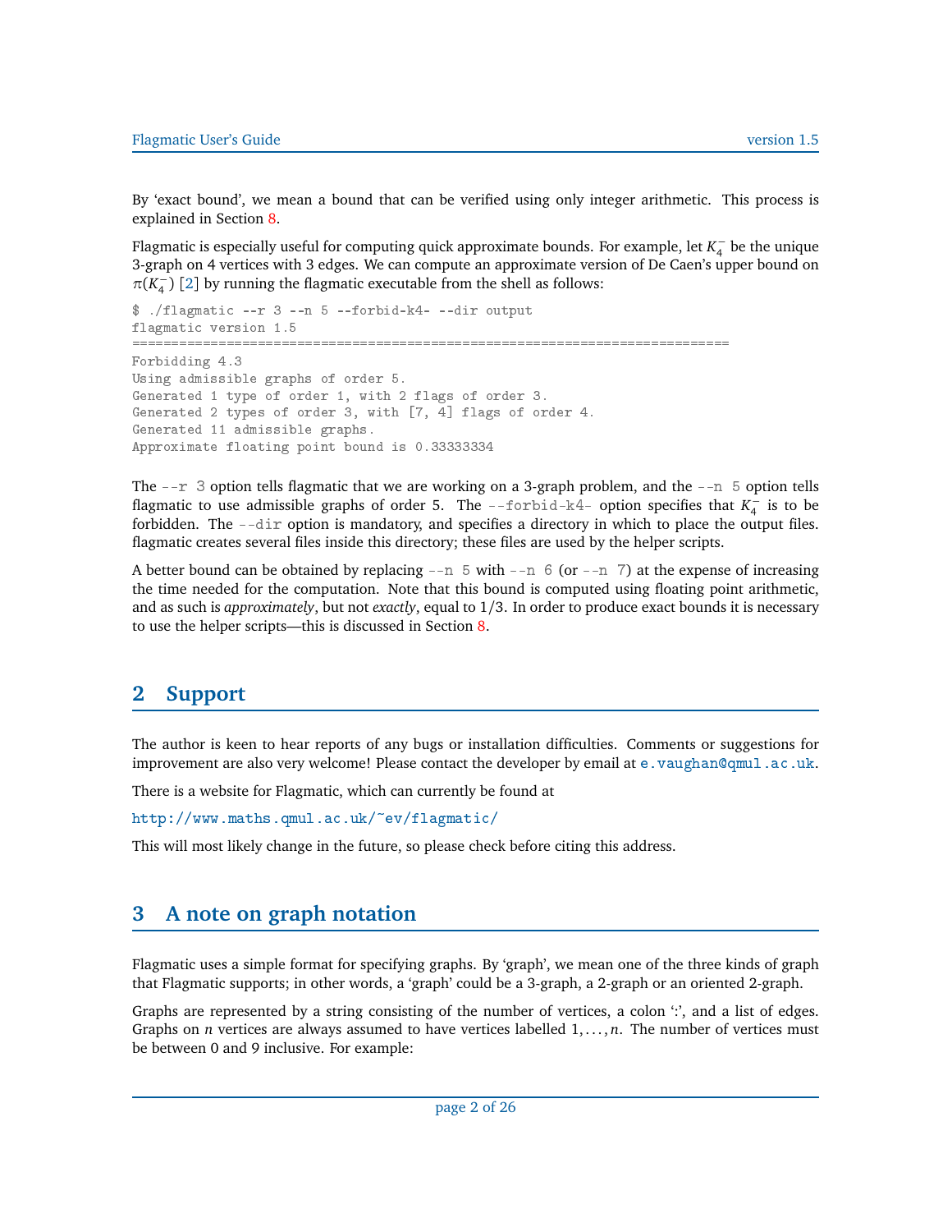By ‘exact bound’, we mean a bound that can be verified using only integer arithmetic. This process is explained in Section 8.

Flagmatic is especially useful for computing quick approximate bounds. For example, let $K_4^-$ be the unique 3-graph on 4 vertices with 3 edges. We can compute an approximate version of De Caen’s upper bound on $\pi(K_4^-)$ [2] by running the flagmatic executable from the shell as follows:

```
$ ./flagmatic --r 3 --n 5 --forbid-k4- --dir output
flagmatic version 1.5
==========================================================================
Forbidding 4.3
Using admissible graphs of order 5.
Generated 1 type of order 1, with 2 flags of order 3.
Generated 2 types of order 3, with [7, 4] flags of order 4.
Generated 11 admissible graphs.
Approximate floating point bound is 0.33333334
```

The `--r 3` option tells flagmatic that we are working on a 3-graph problem, and the `--n 5` option tells flagmatic to use admissible graphs of order 5. The `--forbid-k4-` option specifies that $K_4^-$ is to be forbidden. The `--dir` option is mandatory, and specifies a directory in which to place the output files. flagmatic creates several files inside this directory; these files are used by the helper scripts.

A better bound can be obtained by replacing `--n 5` with `--n 6` (or `--n 7`) at the expense of increasing the time needed for the computation. Note that this bound is computed using floating point arithmetic, and as such is *approximately*, but not *exactly*, equal to 1/3. In order to produce exact bounds it is necessary to use the helper scripts—this is discussed in Section 8.

## 2 Support

The author is keen to hear reports of any bugs or installation difficulties. Comments or suggestions for improvement are also very welcome! Please contact the developer by email at e.vaughan@qmul.ac.uk.

There is a website for Flagmatic, which can currently be found at

http://www.maths.qmul.ac.uk/~ev/flagmatic/

This will most likely change in the future, so please check before citing this address.

## 3 A note on graph notation

Flagmatic uses a simple format for specifying graphs. By ‘graph’, we mean one of the three kinds of graph that Flagmatic supports; in other words, a ‘graph’ could be a 3-graph, a 2-graph or an oriented 2-graph.

Graphs are represented by a string consisting of the number of vertices, a colon ‘:’, and a list of edges. Graphs on $n$ vertices are always assumed to have vertices labelled $1, \ldots, n$. The number of vertices must be between 0 and 9 inclusive. For example: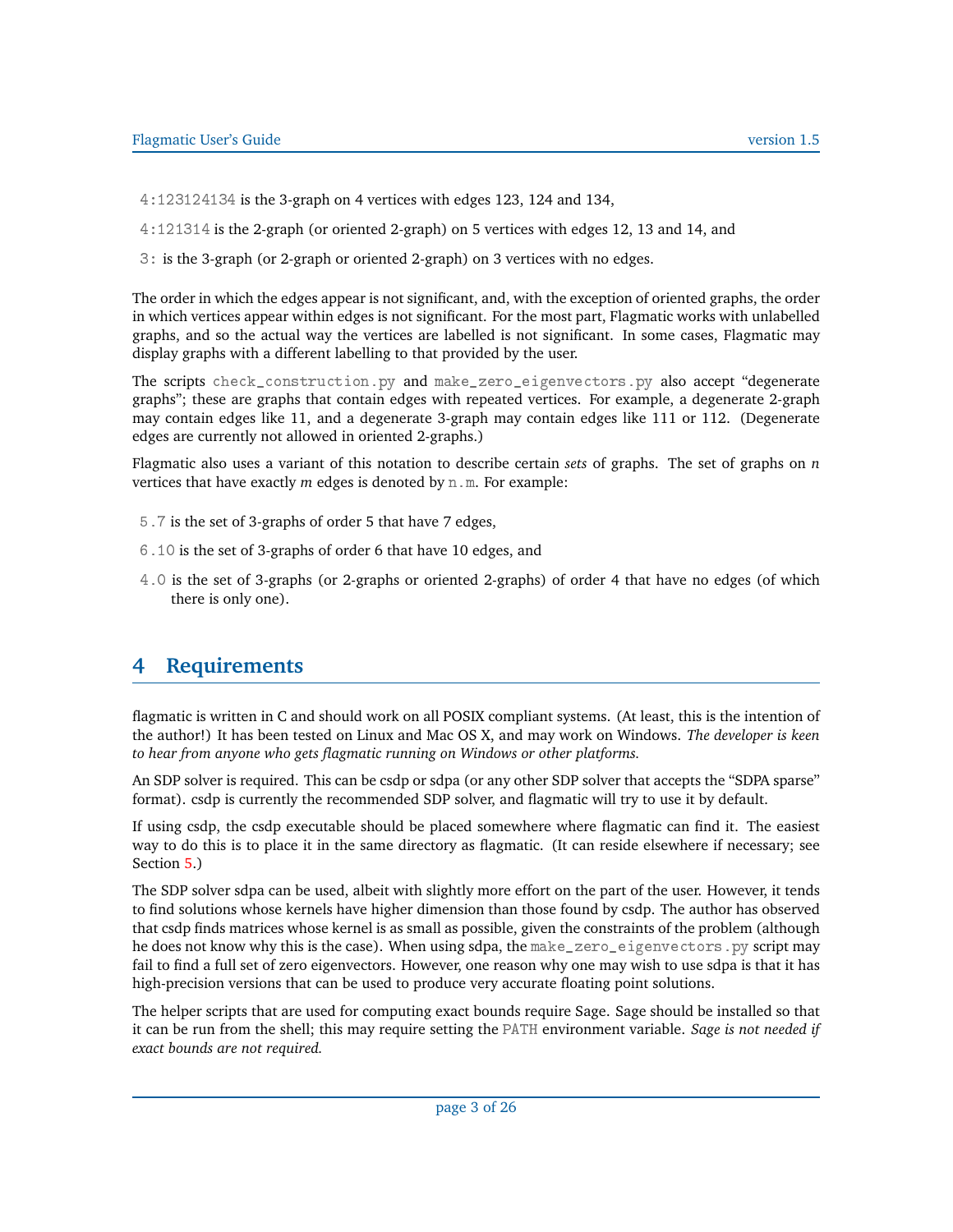`4:123124134` is the 3-graph on 4 vertices with edges 123, 124 and 134,

`4:121314` is the 2-graph (or oriented 2-graph) on 5 vertices with edges 12, 13 and 14, and

`3:` is the 3-graph (or 2-graph or oriented 2-graph) on 3 vertices with no edges.

The order in which the edges appear is not significant, and, with the exception of oriented graphs, the order in which vertices appear within edges is not significant. For the most part, Flagmatic works with unlabelled graphs, and so the actual way the vertices are labelled is not significant. In some cases, Flagmatic may display graphs with a different labelling to that provided by the user.

The scripts `check_construction.py` and `make_zero_eigenvectors.py` also accept "degenerate graphs"; these are graphs that contain edges with repeated vertices. For example, a degenerate 2-graph may contain edges like 11, and a degenerate 3-graph may contain edges like 111 or 112. (Degenerate edges are currently not allowed in oriented 2-graphs.)

Flagmatic also uses a variant of this notation to describe certain *sets* of graphs. The set of graphs on $n$ vertices that have exactly $m$ edges is denoted by `n.m`. For example:

`5.7` is the set of 3-graphs of order 5 that have 7 edges,

`6.10` is the set of 3-graphs of order 6 that have 10 edges, and

`4.0` is the set of 3-graphs (or 2-graphs or oriented 2-graphs) of order 4 that have no edges (of which there is only one).

# 4 Requirements

flagmatic is written in C and should work on all POSIX compliant systems. (At least, this is the intention of the author!) It has been tested on Linux and Mac OS X, and may work on Windows. *The developer is keen to hear from anyone who gets flagmatic running on Windows or other platforms.*

An SDP solver is required. This can be csdp or sdpa (or any other SDP solver that accepts the "SDPA sparse" format). csdp is currently the recommended SDP solver, and flagmatic will try to use it by default.

If using csdp, the csdp executable should be placed somewhere where flagmatic can find it. The easiest way to do this is to place it in the same directory as flagmatic. (It can reside elsewhere if necessary; see Section 5.)

The SDP solver sdpa can be used, albeit with slightly more effort on the part of the user. However, it tends to find solutions whose kernels have higher dimension than those found by csdp. The author has observed that csdp finds matrices whose kernel is as small as possible, given the constraints of the problem (although he does not know why this is the case). When using sdpa, the `make_zero_eigenvectors.py` script may fail to find a full set of zero eigenvectors. However, one reason why one may wish to use sdpa is that it has high-precision versions that can be used to produce very accurate floating point solutions.

The helper scripts that are used for computing exact bounds require Sage. Sage should be installed so that it can be run from the shell; this may require setting the `PATH` environment variable. *Sage is not needed if exact bounds are not required.*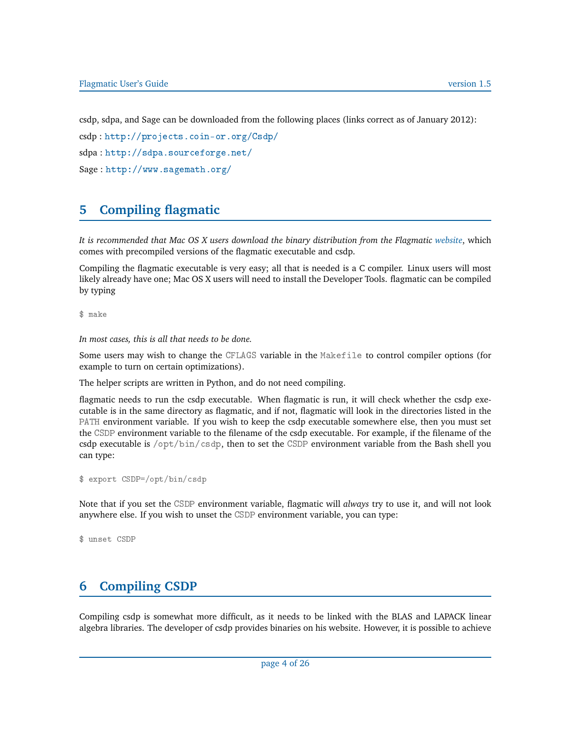csdp, sdpa, and Sage can be downloaded from the following places (links correct as of January 2012):

csdp : `http://projects.coin-or.org/Csdp/`

sdpa : `http://sdpa.sourceforge.net/`

Sage : `http://www.sagemath.org/`

## 5 Compiling flagmatic

*It is recommended that Mac OS X users download the binary distribution from the Flagmatic website*, which comes with precompiled versions of the flagmatic executable and csdp.

Compiling the flagmatic executable is very easy; all that is needed is a C compiler. Linux users will most likely already have one; Mac OS X users will need to install the Developer Tools. flagmatic can be compiled by typing

```
$ make
```

*In most cases, this is all that needs to be done.*

Some users may wish to change the `CFLAGS` variable in the `Makefile` to control compiler options (for example to turn on certain optimizations).

The helper scripts are written in Python, and do not need compiling.

flagmatic needs to run the csdp executable. When flagmatic is run, it will check whether the csdp executable is in the same directory as flagmatic, and if not, flagmatic will look in the directories listed in the `PATH` environment variable. If you wish to keep the csdp executable somewhere else, then you must set the `CSDP` environment variable to the filename of the csdp executable. For example, if the filename of the csdp executable is `/opt/bin/csdp`, then to set the `CSDP` environment variable from the Bash shell you can type:

```
$ export CSDP=/opt/bin/csdp
```

Note that if you set the `CSDP` environment variable, flagmatic will *always* try to use it, and will not look anywhere else. If you wish to unset the `CSDP` environment variable, you can type:

```
$ unset CSDP
```

## 6 Compiling CSDP

Compiling csdp is somewhat more difficult, as it needs to be linked with the BLAS and LAPACK linear algebra libraries. The developer of csdp provides binaries on his website. However, it is possible to achieve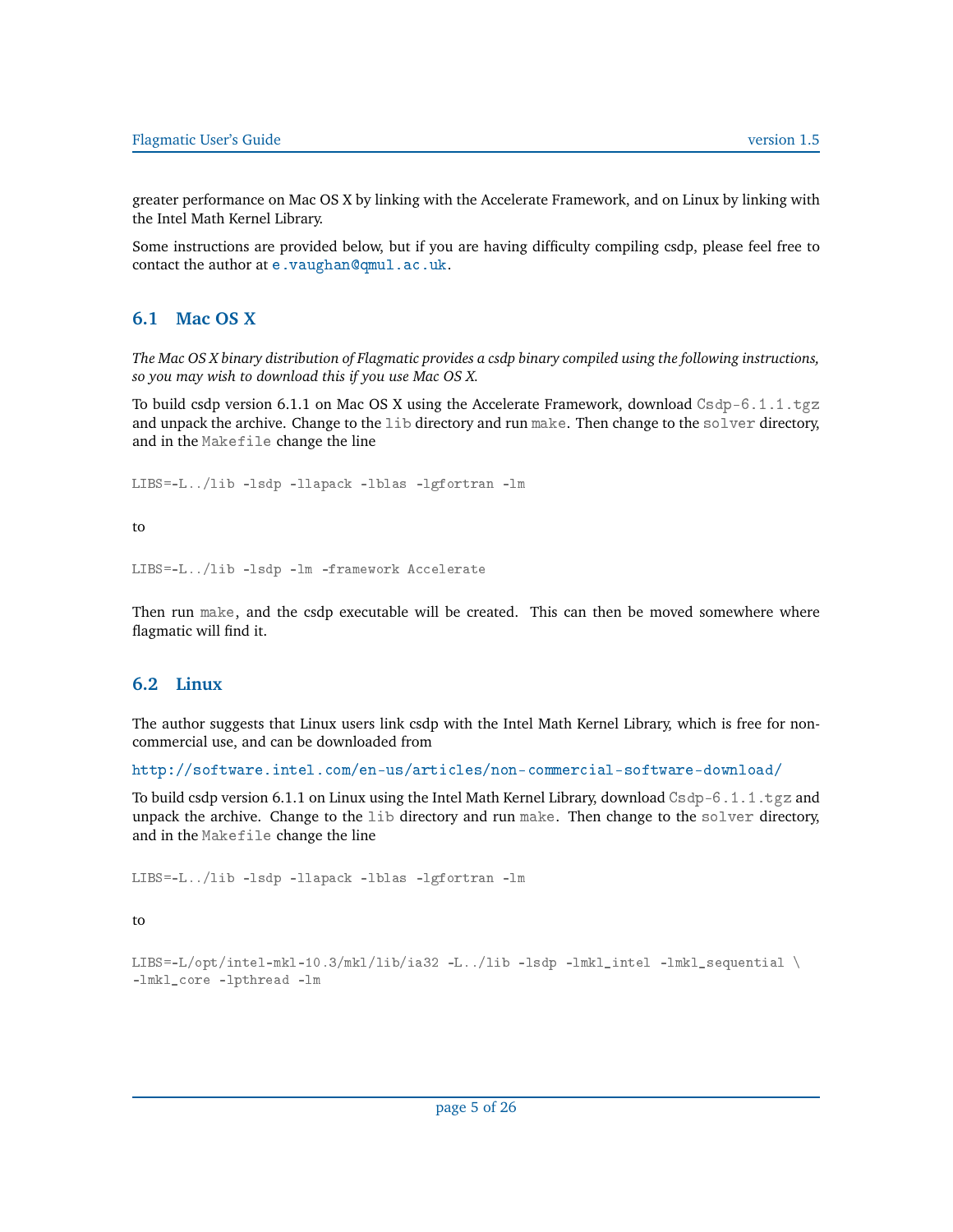greater performance on Mac OS X by linking with the Accelerate Framework, and on Linux by linking with the Intel Math Kernel Library.

Some instructions are provided below, but if you are having difficulty compiling csdp, please feel free to contact the author at `e.vaughan@qmul.ac.uk`.

## 6.1 Mac OS X

*The Mac OS X binary distribution of Flagmatic provides a csdp binary compiled using the following instructions, so you may wish to download this if you use Mac OS X.*

To build csdp version 6.1.1 on Mac OS X using the Accelerate Framework, download `Csdp-6.1.1.tgz` and unpack the archive. Change to the `lib` directory and run `make`. Then change to the `solver` directory, and in the `Makefile` change the line

```
LIBS=-L../lib -lsdp -llapack -lblas -lgfortran -lm
```

to

```
LIBS=-L../lib -lsdp -lm -framework Accelerate
```

Then run `make`, and the csdp executable will be created. This can then be moved somewhere where flagmatic will find it.

## 6.2 Linux

The author suggests that Linux users link csdp with the Intel Math Kernel Library, which is free for non-commercial use, and can be downloaded from

http://software.intel.com/en-us/articles/non-commercial-software-download/

To build csdp version 6.1.1 on Linux using the Intel Math Kernel Library, download `Csdp-6.1.1.tgz` and unpack the archive. Change to the `lib` directory and run `make`. Then change to the `solver` directory, and in the `Makefile` change the line

```
LIBS=-L../lib -lsdp -llapack -lblas -lgfortran -lm
```

to

```
LIBS=-L/opt/intel-mkl-10.3/mkl/lib/ia32 -L../lib -lsdp -lmkl_intel -lmkl_sequential \
-lmkl_core -lpthread -lm
```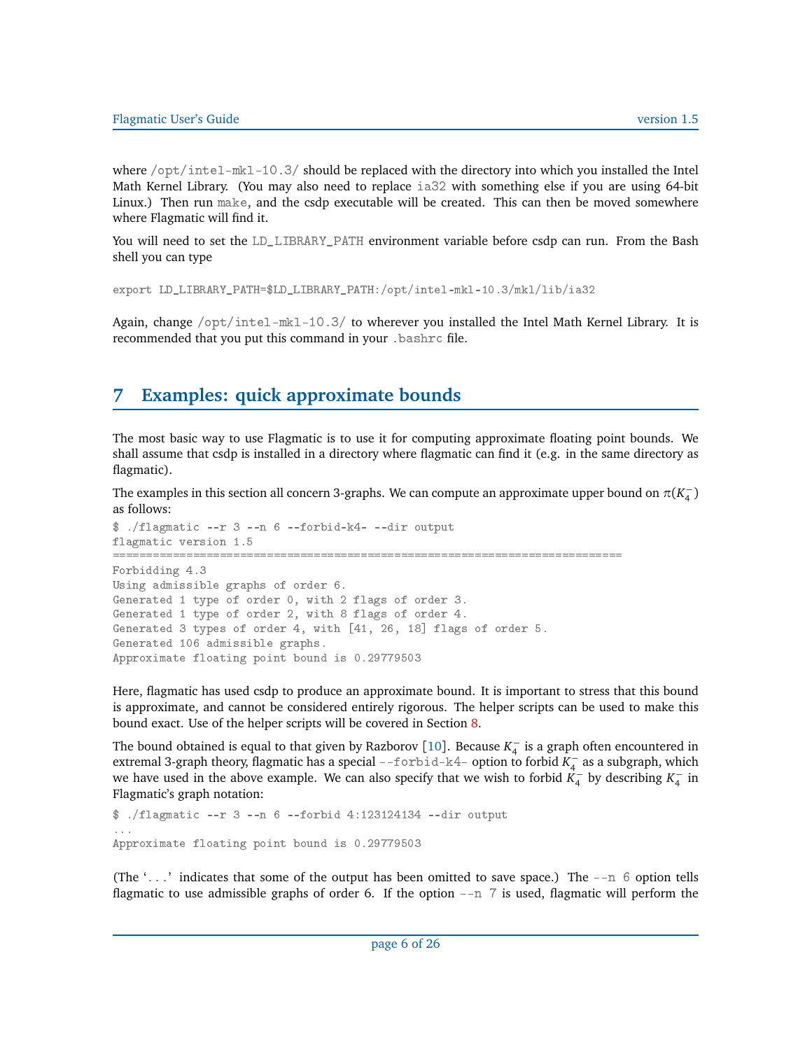where /opt/intel-mkl-10.3/ should be replaced with the directory into which you installed the Intel Math Kernel Library. (You may also need to replace ia32 with something else if you are using 64-bit Linux.) Then run make, and the csdp executable will be created. This can then be moved somewhere where Flagmatic will find it.

You will need to set the LD_LIBRARY_PATH environment variable before csdp can run. From the Bash shell you can type

```
export LD_LIBRARY_PATH=$LD_LIBRARY_PATH:/opt/intel-mkl-10.3/mkl/lib/ia32
```

Again, change /opt/intel-mkl-10.3/ to wherever you installed the Intel Math Kernel Library. It is recommended that you put this command in your .bashrc file.

## 7 Examples: quick approximate bounds

The most basic way to use Flagmatic is to use it for computing approximate floating point bounds. We shall assume that csdp is installed in a directory where flagmatic can find it (e.g. in the same directory as flagmatic).

The examples in this section all concern 3-graphs. We can compute an approximate upper bound on $\pi(K_4^-)$ as follows:

```
$ ./flagmatic --r 3 --n 6 --forbid-k4- --dir output
flagmatic version 1.5
============================================================================
Forbidding 4.3
Using admissible graphs of order 6.
Generated 1 type of order 0, with 2 flags of order 3.
Generated 1 type of order 2, with 8 flags of order 4.
Generated 3 types of order 4, with [41, 26, 18] flags of order 5.
Generated 106 admissible graphs.
Approximate floating point bound is 0.29779503
```

Here, flagmatic has used csdp to produce an approximate bound. It is important to stress that this bound is approximate, and cannot be considered entirely rigorous. The helper scripts can be used to make this bound exact. Use of the helper scripts will be covered in Section 8.

The bound obtained is equal to that given by Razborov [10]. Because $K_4^-$ is a graph often encountered in extremal 3-graph theory, flagmatic has a special --forbid-k4- option to forbid $K_4^-$ as a subgraph, which we have used in the above example. We can also specify that we wish to forbid $K_4^-$ by describing $K_4^-$ in Flagmatic's graph notation:

```
$ ./flagmatic --r 3 --n 6 --forbid 4:123124134 --dir output
...
Approximate floating point bound is 0.29779503
```

(The '...' indicates that some of the output has been omitted to save space.) The --n 6 option tells flagmatic to use admissible graphs of order 6. If the option --n 7 is used, flagmatic will perform the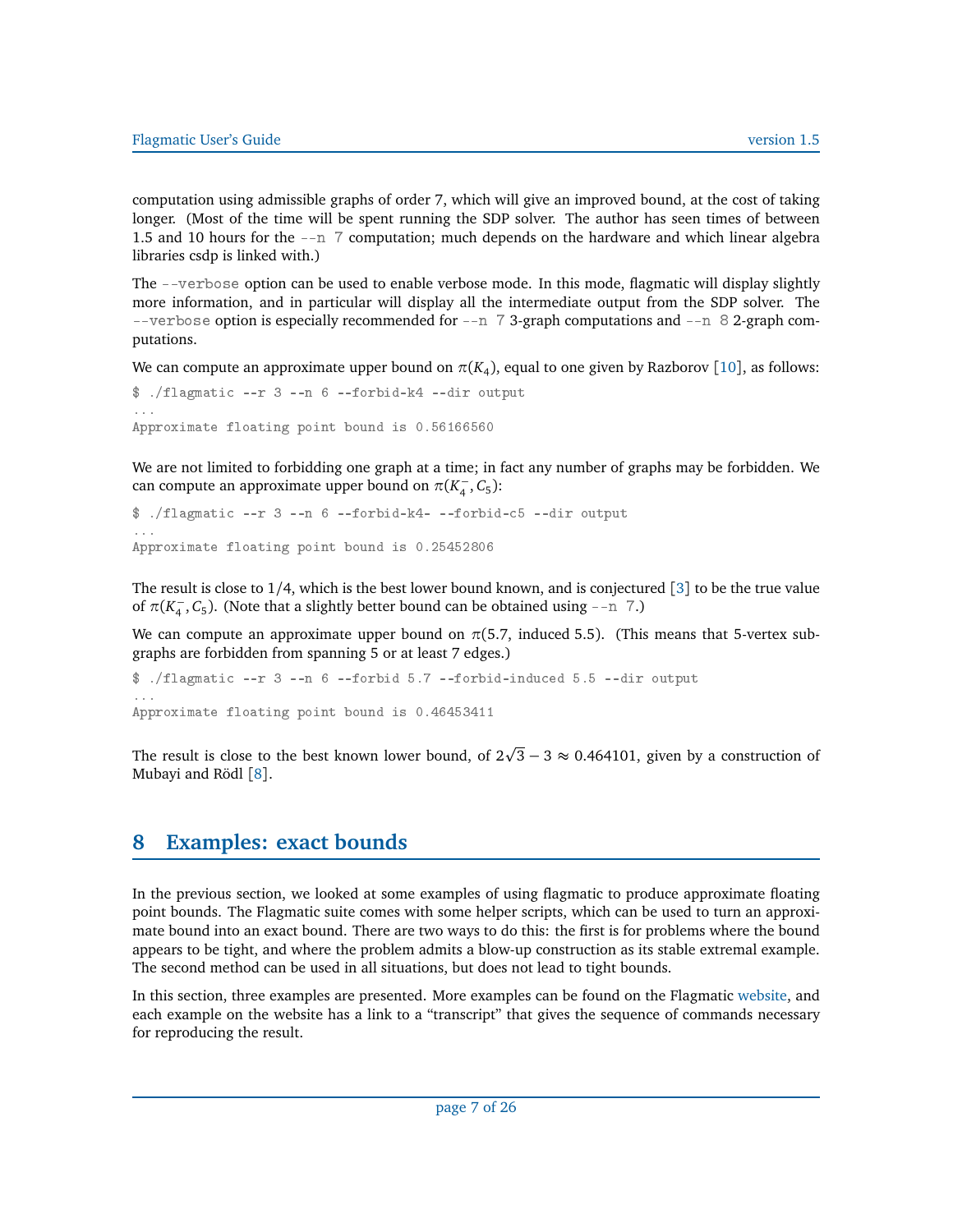computation using admissible graphs of order 7, which will give an improved bound, at the cost of taking longer. (Most of the time will be spent running the SDP solver. The author has seen times of between 1.5 and 10 hours for the `--n 7` computation; much depends on the hardware and which linear algebra libraries csdp is linked with.)

The `--verbose` option can be used to enable verbose mode. In this mode, flagmatic will display slightly more information, and in particular will display all the intermediate output from the SDP solver. The `--verbose` option is especially recommended for `--n 7` 3-graph computations and `--n 8` 2-graph computations.

We can compute an approximate upper bound on $\pi(K_4)$, equal to one given by Razborov [10], as follows:

```
$ ./flagmatic --r 3 --n 6 --forbid-k4 --dir output
...
Approximate floating point bound is 0.56166560
```

We are not limited to forbidding one graph at a time; in fact any number of graphs may be forbidden. We can compute an approximate upper bound on $\pi(K_4^-, C_5)$:

```
$ ./flagmatic --r 3 --n 6 --forbid-k4- --forbid-c5 --dir output
...
Approximate floating point bound is 0.25452806
```

The result is close to $1/4$, which is the best lower bound known, and is conjectured [3] to be the true value of $\pi(K_4^-, C_5)$. (Note that a slightly better bound can be obtained using `--n 7`.)

We can compute an approximate upper bound on $\pi(5.7, \text{induced } 5.5)$. (This means that 5-vertex subgraphs are forbidden from spanning 5 or at least 7 edges.)

```
$ ./flagmatic --r 3 --n 6 --forbid 5.7 --forbid-induced 5.5 --dir output
...
Approximate floating point bound is 0.46453411
```

The result is close to the best known lower bound, of $2\sqrt{3} - 3 \approx 0.464101$, given by a construction of Mubayi and Rödl [8].

## 8 Examples: exact bounds

In the previous section, we looked at some examples of using flagmatic to produce approximate floating point bounds. The Flagmatic suite comes with some helper scripts, which can be used to turn an approximate bound into an exact bound. There are two ways to do this: the first is for problems where the bound appears to be tight, and where the problem admits a blow-up construction as its stable extremal example. The second method can be used in all situations, but does not lead to tight bounds.

In this section, three examples are presented. More examples can be found on the Flagmatic website, and each example on the website has a link to a "transcript" that gives the sequence of commands necessary for reproducing the result.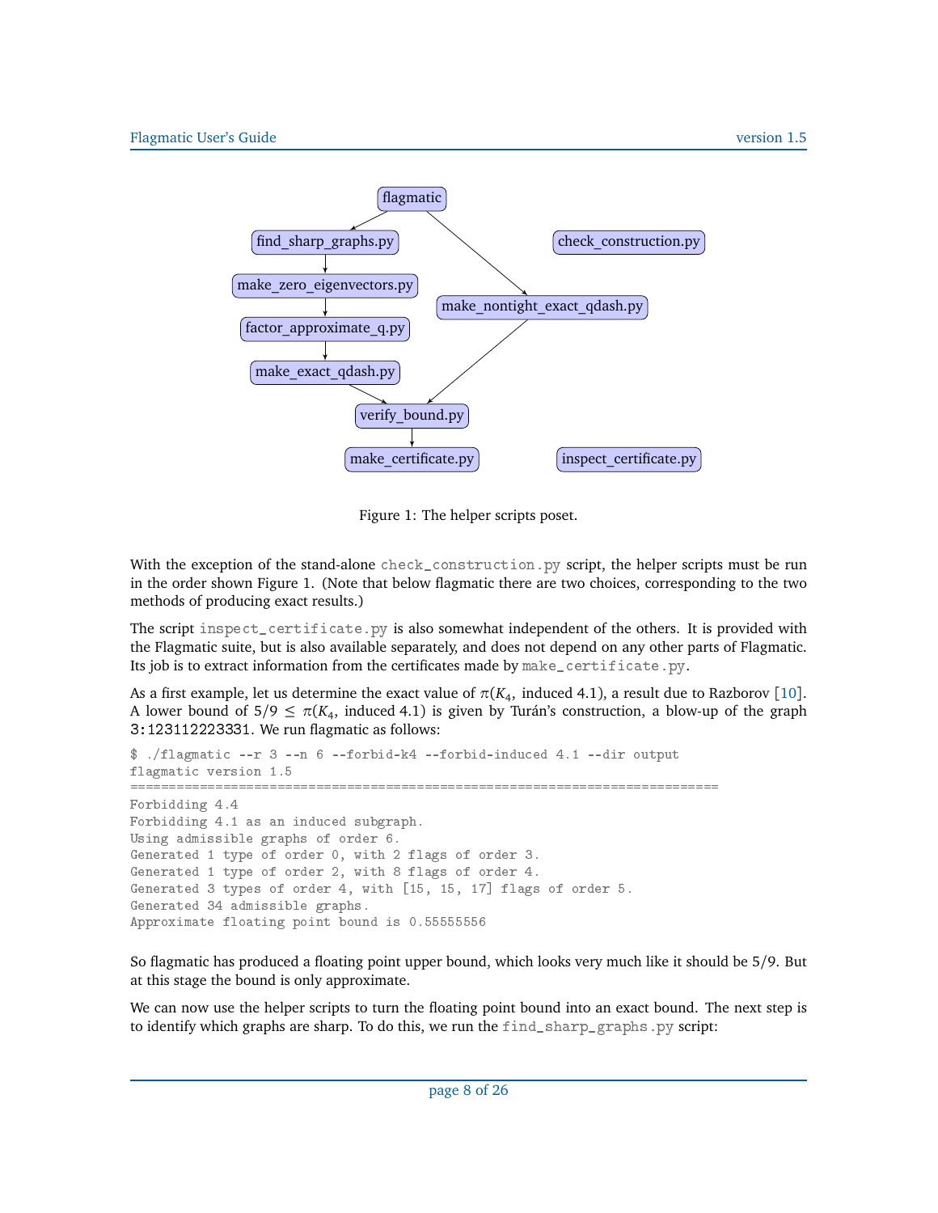Figure 1: The helper scripts poset.

With the exception of the stand-alone `check_construction.py` script, the helper scripts must be run in the order shown Figure 1. (Note that below flagmatic there are two choices, corresponding to the two methods of producing exact results.)

The script `inspect_certificate.py` is also somewhat independent of the others. It is provided with the Flagmatic suite, but is also available separately, and does not depend on any other parts of Flagmatic. Its job is to extract information from the certificates made by `make_certificate.py`.

As a first example, let us determine the exact value of $\pi(K_4, \text{induced } 4.1)$, a result due to Razborov [10]. A lower bound of $5/9 \leq \pi(K_4, \text{induced } 4.1)$ is given by Turán's construction, a blow-up of the graph `3:123112223331`. We run flagmatic as follows:

```
$ ./flagmatic --r 3 --n 6 --forbid-k4 --forbid-induced 4.1 --dir output
flagmatic version 1.5
==========================================================================
Forbidding 4.4
Forbidding 4.1 as an induced subgraph.
Using admissible graphs of order 6.
Generated 1 type of order 0, with 2 flags of order 3.
Generated 1 type of order 2, with 8 flags of order 4.
Generated 3 types of order 4, with [15, 15, 17] flags of order 5.
Generated 34 admissible graphs.
Approximate floating point bound is 0.55555556
```

So flagmatic has produced a floating point upper bound, which looks very much like it should be 5/9. But at this stage the bound is only approximate.

We can now use the helper scripts to turn the floating point bound into an exact bound. The next step is to identify which graphs are sharp. To do this, we run the `find_sharp_graphs.py` script: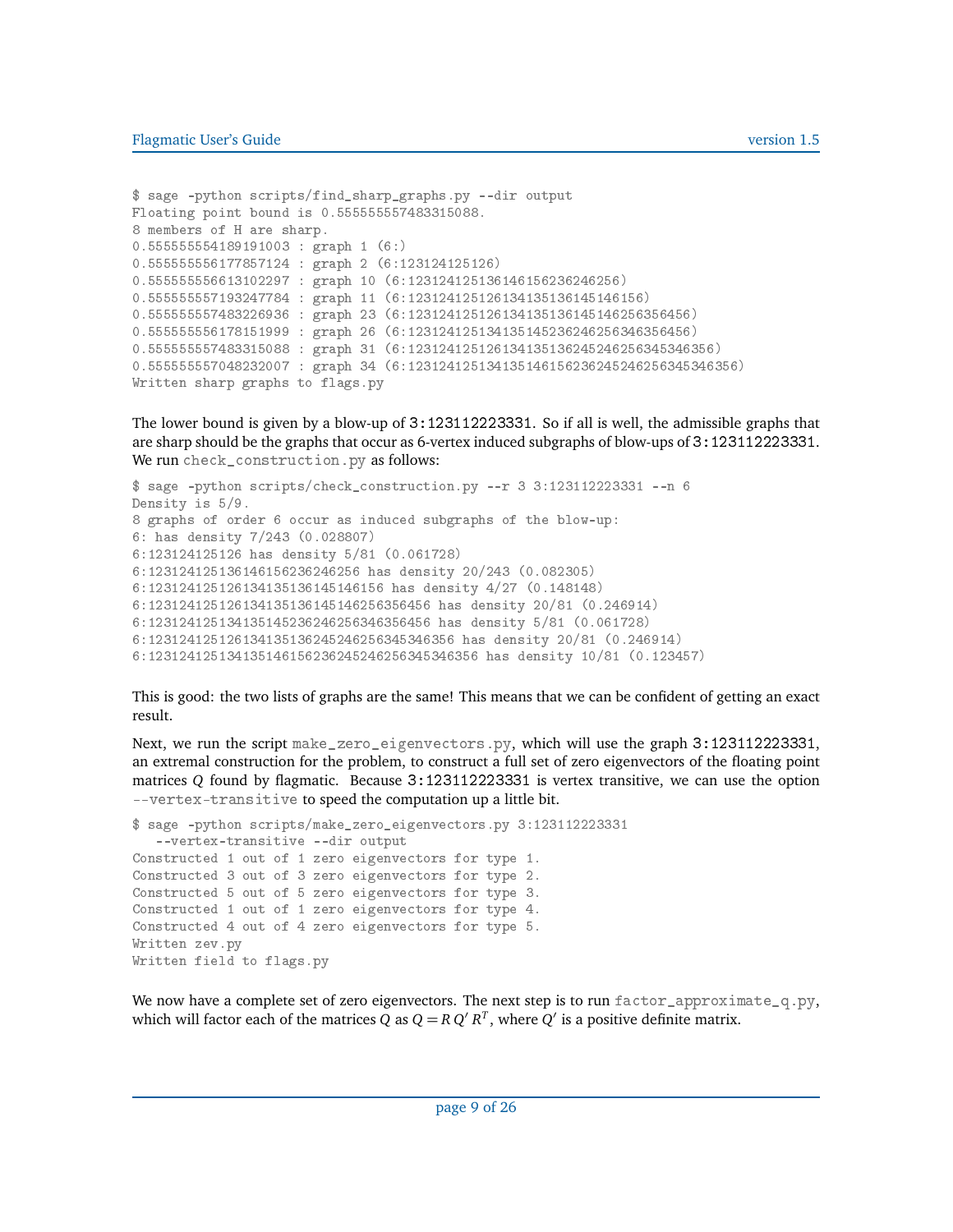```
$ sage -python scripts/find_sharp_graphs.py --dir output
Floating point bound is 0.555555557483315088.
8 members of H are sharp.
0.555555554189191003 : graph 1 (6:)
0.555555556177857124 : graph 2 (6:123124125126)
0.555555556613102297 : graph 10 (6:123124125136146156236246256)
0.555555557193247784 : graph 11 (6:123124125126134135136145146156)
0.555555557483226936 : graph 23 (6:123124125126134135136145146256356456)
0.555555556178151999 : graph 26 (6:123124125134135145236246256346356456)
0.555555557483315088 : graph 31 (6:123124125126134135136245246256345346356)
0.555555557048232007 : graph 34 (6:123124125134135146156236245246256345346356)
Written sharp graphs to flags.py
```

The lower bound is given by a blow-up of 3:123112223331. So if all is well, the admissible graphs that are sharp should be the graphs that occur as 6-vertex induced subgraphs of blow-ups of 3:123112223331. We run check_construction.py as follows:

```
$ sage -python scripts/check_construction.py --r 3 3:123112223331 --n 6
Density is 5/9.
8 graphs of order 6 occur as induced subgraphs of the blow-up:
6: has density 7/243 (0.028807)
6:123124125126 has density 5/81 (0.061728)
6:123124125136146156236246256 has density 20/243 (0.082305)
6:123124125126134135136145146156 has density 4/27 (0.148148)
6:123124125126134135136145146256356456 has density 20/81 (0.246914)
6:123124125134135145236246256346356456 has density 5/81 (0.061728)
6:123124125126134135136245246256345346356 has density 20/81 (0.246914)
6:123124125134135146156236245246256345346356 has density 10/81 (0.123457)
```

This is good: the two lists of graphs are the same! This means that we can be confident of getting an exact result.

Next, we run the script make_zero_eigenvectors.py, which will use the graph 3:123112223331, an extremal construction for the problem, to construct a full set of zero eigenvectors of the floating point matrices $Q$ found by flagmatic. Because 3:123112223331 is vertex transitive, we can use the option --vertex-transitive to speed the computation up a little bit.

```
$ sage -python scripts/make_zero_eigenvectors.py 3:123112223331
   --vertex-transitive --dir output
Constructed 1 out of 1 zero eigenvectors for type 1.
Constructed 3 out of 3 zero eigenvectors for type 2.
Constructed 5 out of 5 zero eigenvectors for type 3.
Constructed 1 out of 1 zero eigenvectors for type 4.
Constructed 4 out of 4 zero eigenvectors for type 5.
Written zev.py
Written field to flags.py
```

We now have a complete set of zero eigenvectors. The next step is to run factor_approximate_q.py, which will factor each of the matrices $Q$ as $Q = R\,Q'\,R^T$, where $Q'$ is a positive definite matrix.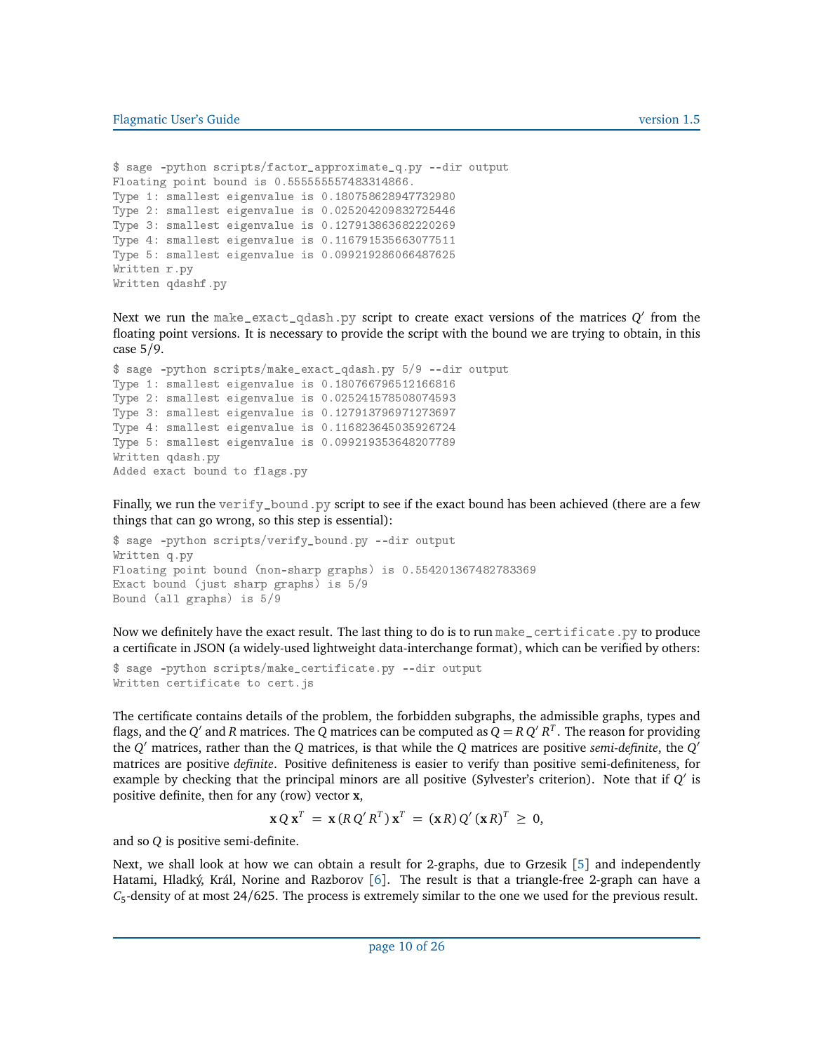```
$ sage -python scripts/factor_approximate_q.py --dir output
Floating point bound is 0.555555557483314866.
Type 1: smallest eigenvalue is 0.180758628947732980
Type 2: smallest eigenvalue is 0.025204209832725446
Type 3: smallest eigenvalue is 0.127913863682220269
Type 4: smallest eigenvalue is 0.116791535663077511
Type 5: smallest eigenvalue is 0.099219286066487625
Written r.py
Written qdashf.py
```

Next we run the `make_exact_qdash.py` script to create exact versions of the matrices $Q'$ from the floating point versions. It is necessary to provide the script with the bound we are trying to obtain, in this case 5/9.

```
$ sage -python scripts/make_exact_qdash.py 5/9 --dir output
Type 1: smallest eigenvalue is 0.180766796512166816
Type 2: smallest eigenvalue is 0.025241578508074593
Type 3: smallest eigenvalue is 0.127913796971273697
Type 4: smallest eigenvalue is 0.116823645035926724
Type 5: smallest eigenvalue is 0.099219353648207789
Written qdash.py
Added exact bound to flags.py
```

Finally, we run the `verify_bound.py` script to see if the exact bound has been achieved (there are a few things that can go wrong, so this step is essential):

```
$ sage -python scripts/verify_bound.py --dir output
Written q.py
Floating point bound (non-sharp graphs) is 0.554201367482783369
Exact bound (just sharp graphs) is 5/9
Bound (all graphs) is 5/9
```

Now we definitely have the exact result. The last thing to do is to run `make_certificate.py` to produce a certificate in JSON (a widely-used lightweight data-interchange format), which can be verified by others:

```
$ sage -python scripts/make_certificate.py --dir output
Written certificate to cert.js
```

The certificate contains details of the problem, the forbidden subgraphs, the admissible graphs, types and flags, and the $Q'$ and $R$ matrices. The $Q$ matrices can be computed as $Q = R\,Q'\,R^T$. The reason for providing the $Q'$ matrices, rather than the $Q$ matrices, is that while the $Q$ matrices are positive *semi-definite*, the $Q'$ matrices are positive *definite*. Positive definiteness is easier to verify than positive semi-definiteness, for example by checking that the principal minors are all positive (Sylvester's criterion). Note that if $Q'$ is positive definite, then for any (row) vector $\mathbf{x}$,

$$\mathbf{x}\,Q\,\mathbf{x}^T \;=\; \mathbf{x}\,(R\,Q'\,R^T)\,\mathbf{x}^T \;=\; (\mathbf{x}\,R)\,Q'\,(\mathbf{x}\,R)^T \;\geq\; 0,$$

and so $Q$ is positive semi-definite.

Next, we shall look at how we can obtain a result for 2-graphs, due to Grzesik [5] and independently Hatami, Hladký, Král, Norine and Razborov [6]. The result is that a triangle-free 2-graph can have a $C_5$-density of at most 24/625. The process is extremely similar to the one we used for the previous result.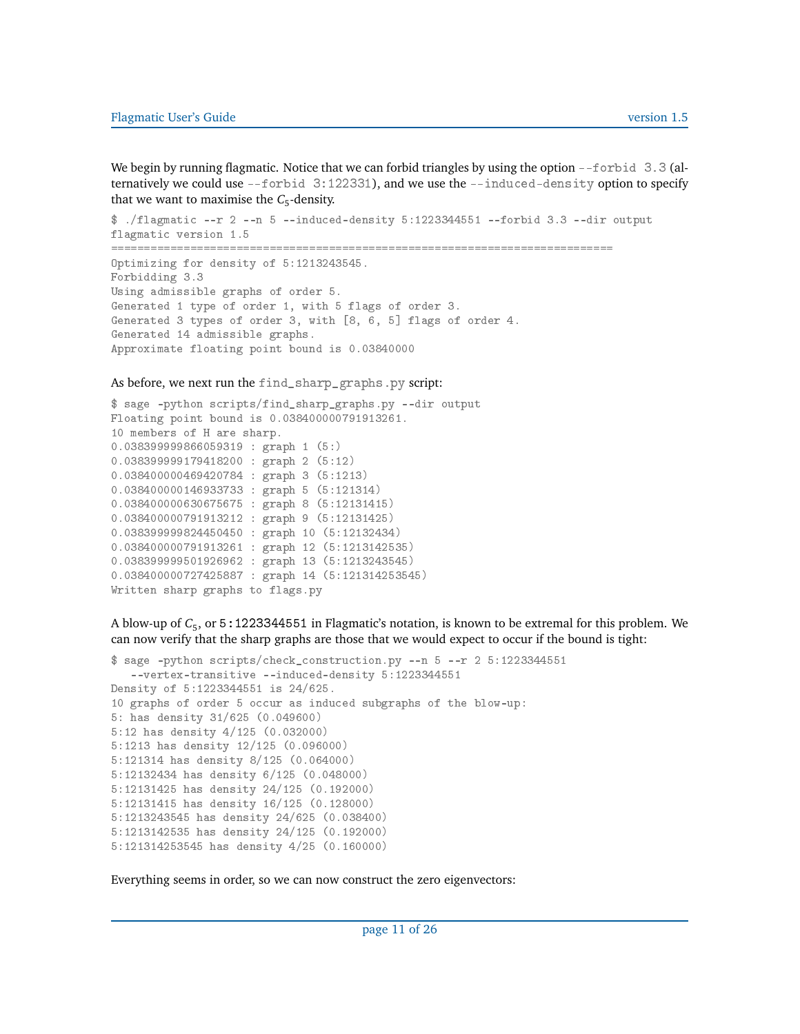We begin by running flagmatic. Notice that we can forbid triangles by using the option `--forbid 3.3` (alternatively we could use `--forbid 3:122331`), and we use the `--induced-density` option to specify that we want to maximise the $C_5$-density.

```
$ ./flagmatic --r 2 --n 5 --induced-density 5:1223344551 --forbid 3.3 --dir output
flagmatic version 1.5
============================================================================
Optimizing for density of 5:1213243545.
Forbidding 3.3
Using admissible graphs of order 5.
Generated 1 type of order 1, with 5 flags of order 3.
Generated 3 types of order 3, with [8, 6, 5] flags of order 4.
Generated 14 admissible graphs.
Approximate floating point bound is 0.03840000
```

As before, we next run the `find_sharp_graphs.py` script:

```
$ sage -python scripts/find_sharp_graphs.py --dir output
Floating point bound is 0.038400000791913261.
10 members of H are sharp.
0.038399999866059319 : graph 1 (5:)
0.038399999179418200 : graph 2 (5:12)
0.038400000469420784 : graph 3 (5:1213)
0.038400000146933733 : graph 5 (5:121314)
0.038400000630675675 : graph 8 (5:12131415)
0.038400000791913212 : graph 9 (5:12131425)
0.038399999824450450 : graph 10 (5:12132434)
0.038400000791913261 : graph 12 (5:1213142535)
0.038399999501926962 : graph 13 (5:1213243545)
0.038400000727425887 : graph 14 (5:121314253545)
Written sharp graphs to flags.py
```

A blow-up of $C_5$, or `5:1223344551` in Flagmatic's notation, is known to be extremal for this problem. We can now verify that the sharp graphs are those that we would expect to occur if the bound is tight:

```
$ sage -python scripts/check_construction.py --n 5 --r 2 5:1223344551
   --vertex-transitive --induced-density 5:1223344551
Density of 5:1223344551 is 24/625.
10 graphs of order 5 occur as induced subgraphs of the blow-up:
5: has density 31/625 (0.049600)
5:12 has density 4/125 (0.032000)
5:1213 has density 12/125 (0.096000)
5:121314 has density 8/125 (0.064000)
5:12132434 has density 6/125 (0.048000)
5:12131425 has density 24/125 (0.192000)
5:12131415 has density 16/125 (0.128000)
5:1213243545 has density 24/625 (0.038400)
5:1213142535 has density 24/125 (0.192000)
5:121314253545 has density 4/25 (0.160000)
```

Everything seems in order, so we can now construct the zero eigenvectors: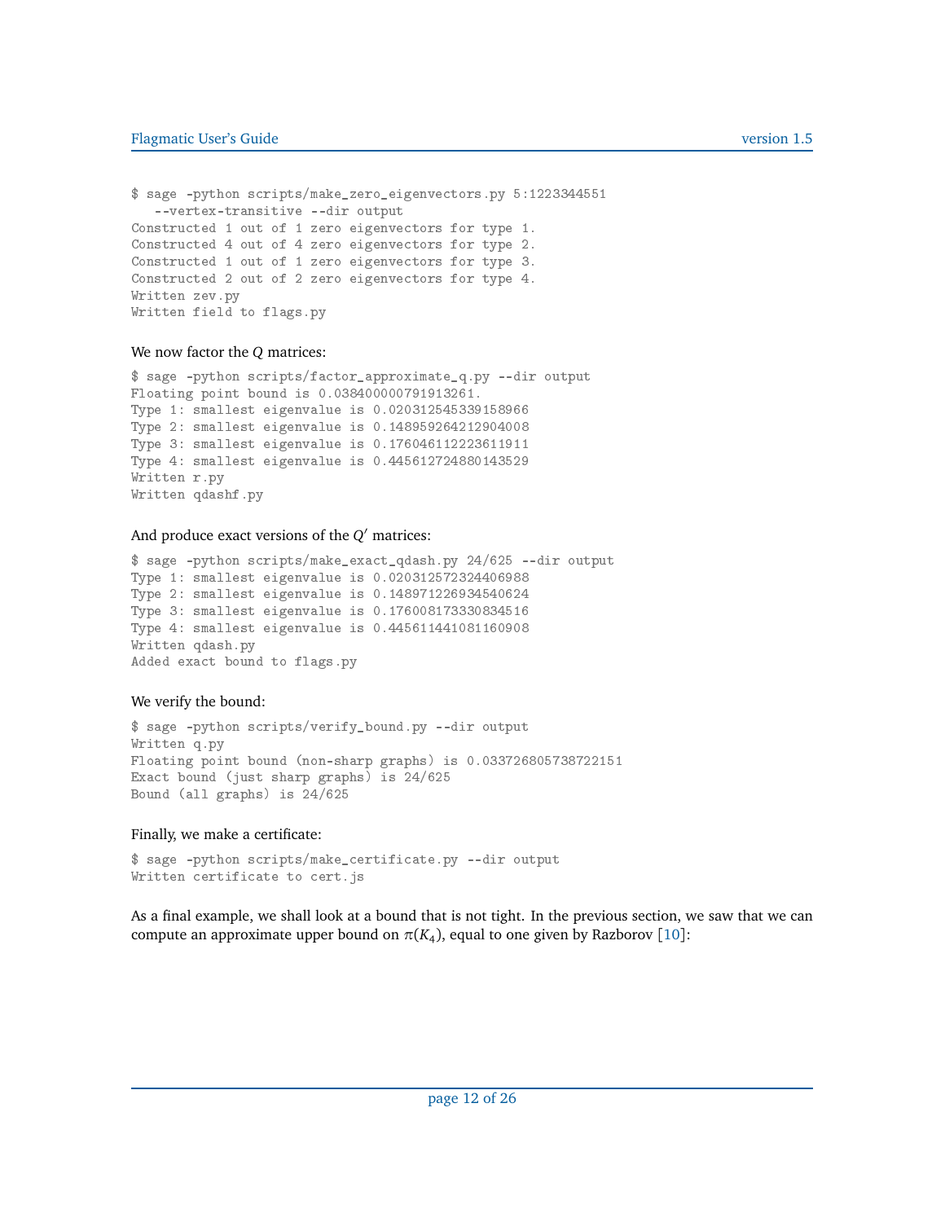```
$ sage -python scripts/make_zero_eigenvectors.py 5:1223344551
   --vertex-transitive --dir output
Constructed 1 out of 1 zero eigenvectors for type 1.
Constructed 4 out of 4 zero eigenvectors for type 2.
Constructed 1 out of 1 zero eigenvectors for type 3.
Constructed 2 out of 2 zero eigenvectors for type 4.
Written zev.py
Written field to flags.py
```

We now factor the $Q$ matrices:

```
$ sage -python scripts/factor_approximate_q.py --dir output
Floating point bound is 0.038400000791913261.
Type 1: smallest eigenvalue is 0.020312545339158966
Type 2: smallest eigenvalue is 0.148959264212904008
Type 3: smallest eigenvalue is 0.176046112223611911
Type 4: smallest eigenvalue is 0.445612724880143529
Written r.py
Written qdashf.py
```

And produce exact versions of the $Q'$ matrices:

```
$ sage -python scripts/make_exact_qdash.py 24/625 --dir output
Type 1: smallest eigenvalue is 0.020312572324406988
Type 2: smallest eigenvalue is 0.148971226934540624
Type 3: smallest eigenvalue is 0.176008173330834516
Type 4: smallest eigenvalue is 0.445611441081160908
Written qdash.py
Added exact bound to flags.py
```

We verify the bound:

```
$ sage -python scripts/verify_bound.py --dir output
Written q.py
Floating point bound (non-sharp graphs) is 0.033726805738722151
Exact bound (just sharp graphs) is 24/625
Bound (all graphs) is 24/625
```

Finally, we make a certificate:

```
$ sage -python scripts/make_certificate.py --dir output
Written certificate to cert.js
```

As a final example, we shall look at a bound that is not tight. In the previous section, we saw that we can compute an approximate upper bound on $\pi(K_4)$, equal to one given by Razborov [10]: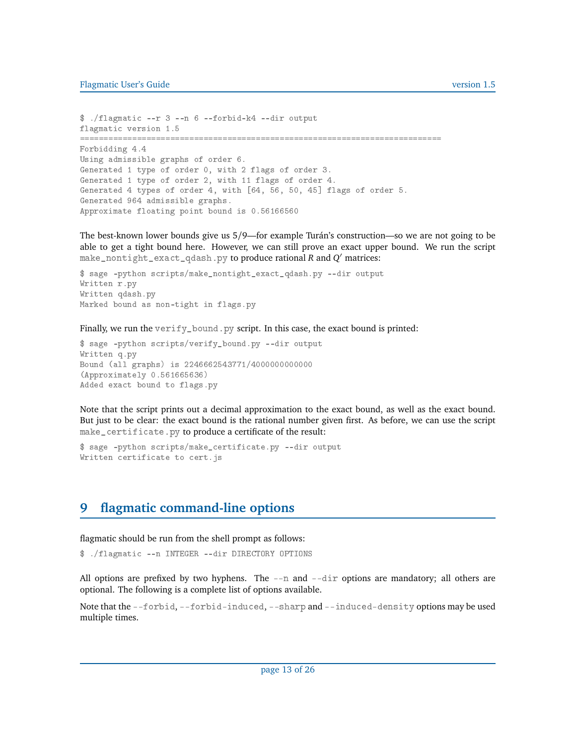```
$ ./flagmatic --r 3 --n 6 --forbid-k4 --dir output
flagmatic version 1.5
===========================================================================
Forbidding 4.4
Using admissible graphs of order 6.
Generated 1 type of order 0, with 2 flags of order 3.
Generated 1 type of order 2, with 11 flags of order 4.
Generated 4 types of order 4, with [64, 56, 50, 45] flags of order 5.
Generated 964 admissible graphs.
Approximate floating point bound is 0.56166560
```

The best-known lower bounds give us 5/9—for example Turán's construction—so we are not going to be able to get a tight bound here. However, we can still prove an exact upper bound. We run the script `make_nontight_exact_qdash.py` to produce rational $R$ and $Q'$ matrices:

```
$ sage -python scripts/make_nontight_exact_qdash.py --dir output
Written r.py
Written qdash.py
Marked bound as non-tight in flags.py
```

Finally, we run the `verify_bound.py` script. In this case, the exact bound is printed:

```
$ sage -python scripts/verify_bound.py --dir output
Written q.py
Bound (all graphs) is 2246662543771/4000000000000
(Approximately 0.561665636)
Added exact bound to flags.py
```

Note that the script prints out a decimal approximation to the exact bound, as well as the exact bound. But just to be clear: the exact bound is the rational number given first. As before, we can use the script `make_certificate.py` to produce a certificate of the result:

```
$ sage -python scripts/make_certificate.py --dir output
Written certificate to cert.js
```

## 9 flagmatic command-line options

flagmatic should be run from the shell prompt as follows:

```
$ ./flagmatic --n INTEGER --dir DIRECTORY OPTIONS
```

All options are prefixed by two hyphens. The `--n` and `--dir` options are mandatory; all others are optional. The following is a complete list of options available.

Note that the `--forbid`, `--forbid-induced`, `--sharp` and `--induced-density` options may be used multiple times.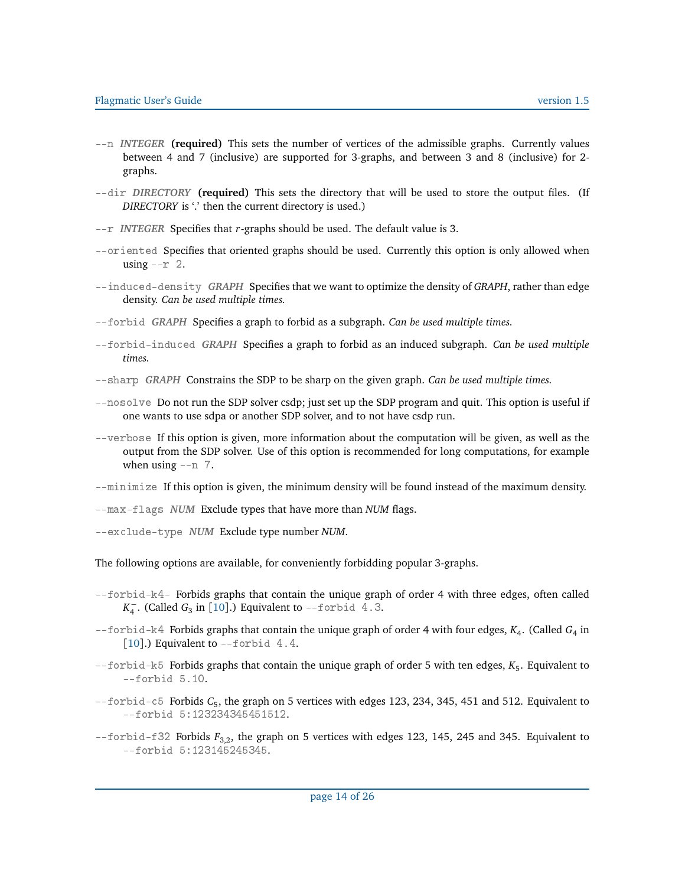`--n` *INTEGER* **(required)** This sets the number of vertices of the admissible graphs. Currently values between 4 and 7 (inclusive) are supported for 3-graphs, and between 3 and 8 (inclusive) for 2-graphs.

`--dir` *DIRECTORY* **(required)** This sets the directory that will be used to store the output files. (If *DIRECTORY* is '.' then the current directory is used.)

`--r` *INTEGER* Specifies that $r$-graphs should be used. The default value is 3.

`--oriented` Specifies that oriented graphs should be used. Currently this option is only allowed when using `--r 2`.

`--induced-density` *GRAPH* Specifies that we want to optimize the density of *GRAPH*, rather than edge density. *Can be used multiple times.*

`--forbid` *GRAPH* Specifies a graph to forbid as a subgraph. *Can be used multiple times.*

`--forbid-induced` *GRAPH* Specifies a graph to forbid as an induced subgraph. *Can be used multiple times.*

`--sharp` *GRAPH* Constrains the SDP to be sharp on the given graph. *Can be used multiple times.*

`--nosolve` Do not run the SDP solver csdp; just set up the SDP program and quit. This option is useful if one wants to use sdpa or another SDP solver, and to not have csdp run.

`--verbose` If this option is given, more information about the computation will be given, as well as the output from the SDP solver. Use of this option is recommended for long computations, for example when using `--n 7`.

`--minimize` If this option is given, the minimum density will be found instead of the maximum density.

`--max-flags` *NUM* Exclude types that have more than *NUM* flags.

`--exclude-type` *NUM* Exclude type number *NUM*.

The following options are available, for conveniently forbidding popular 3-graphs.

`--forbid-k4-` Forbids graphs that contain the unique graph of order 4 with three edges, often called $K_4^-$. (Called $G_3$ in [10].) Equivalent to `--forbid 4.3`.

`--forbid-k4` Forbids graphs that contain the unique graph of order 4 with four edges, $K_4$. (Called $G_4$ in [10].) Equivalent to `--forbid 4.4`.

`--forbid-k5` Forbids graphs that contain the unique graph of order 5 with ten edges, $K_5$. Equivalent to `--forbid 5.10`.

`--forbid-c5` Forbids $C_5$, the graph on 5 vertices with edges 123, 234, 345, 451 and 512. Equivalent to `--forbid 5:123234345451512`.

`--forbid-f32` Forbids $F_{3,2}$, the graph on 5 vertices with edges 123, 145, 245 and 345. Equivalent to `--forbid 5:123145245345`.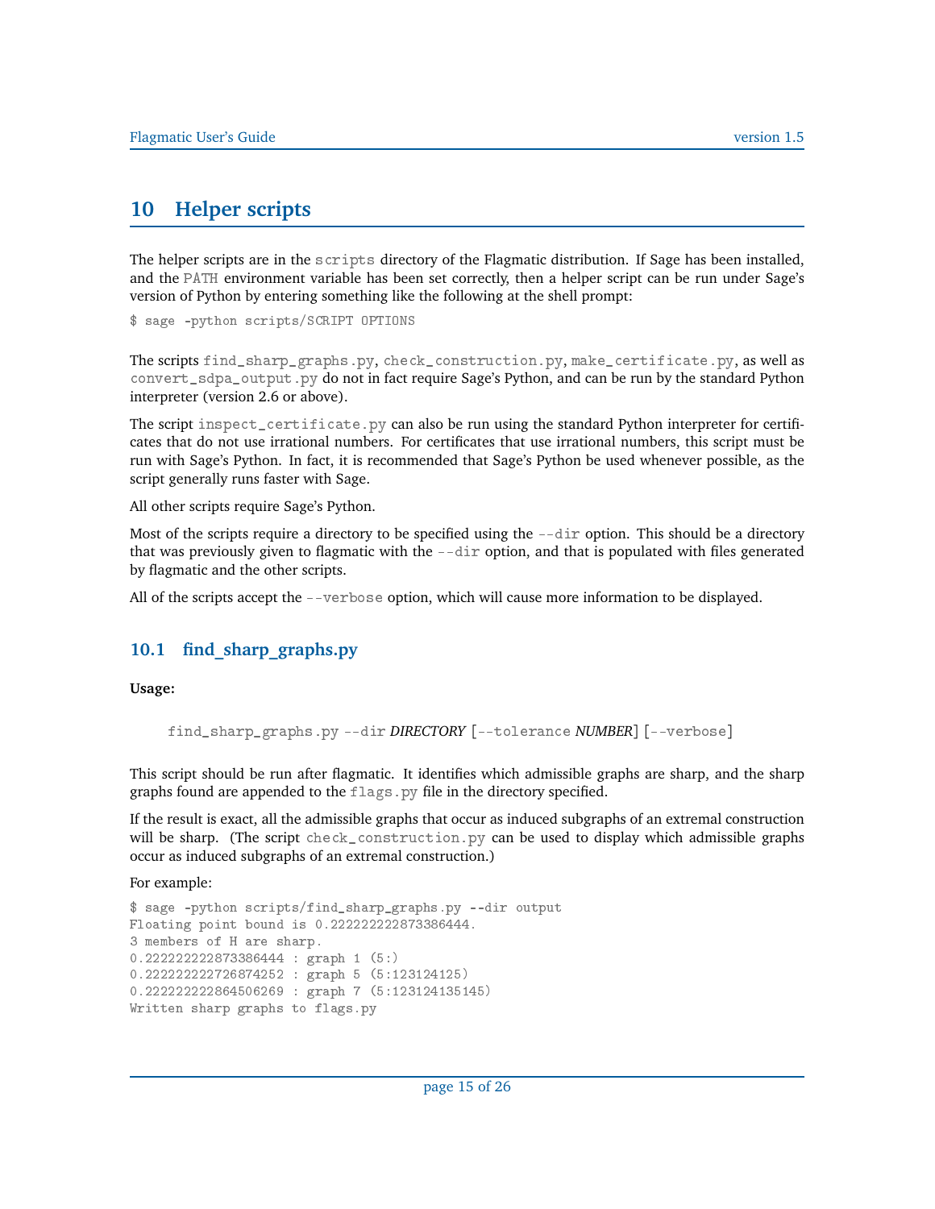# 10 Helper scripts

The helper scripts are in the `scripts` directory of the Flagmatic distribution. If Sage has been installed, and the `PATH` environment variable has been set correctly, then a helper script can be run under Sage's version of Python by entering something like the following at the shell prompt:

```
$ sage -python scripts/SCRIPT OPTIONS
```

The scripts `find_sharp_graphs.py`, `check_construction.py`, `make_certificate.py`, as well as `convert_sdpa_output.py` do not in fact require Sage's Python, and can be run by the standard Python interpreter (version 2.6 or above).

The script `inspect_certificate.py` can also be run using the standard Python interpreter for certificates that do not use irrational numbers. For certificates that use irrational numbers, this script must be run with Sage's Python. In fact, it is recommended that Sage's Python be used whenever possible, as the script generally runs faster with Sage.

All other scripts require Sage's Python.

Most of the scripts require a directory to be specified using the `--dir` option. This should be a directory that was previously given to flagmatic with the `--dir` option, and that is populated with files generated by flagmatic and the other scripts.

All of the scripts accept the `--verbose` option, which will cause more information to be displayed.

## 10.1 find_sharp_graphs.py

**Usage:**

> `find_sharp_graphs.py --dir` *DIRECTORY* [`--tolerance` *NUMBER*] [`--verbose`]

This script should be run after flagmatic. It identifies which admissible graphs are sharp, and the sharp graphs found are appended to the `flags.py` file in the directory specified.

If the result is exact, all the admissible graphs that occur as induced subgraphs of an extremal construction will be sharp. (The script `check_construction.py` can be used to display which admissible graphs occur as induced subgraphs of an extremal construction.)

For example:

```
$ sage -python scripts/find_sharp_graphs.py --dir output
Floating point bound is 0.222222222873386444.
3 members of H are sharp.
0.222222222873386444 : graph 1 (5:)
0.222222222726874252 : graph 5 (5:123124125)
0.222222222864506269 : graph 7 (5:123124135145)
Written sharp graphs to flags.py
```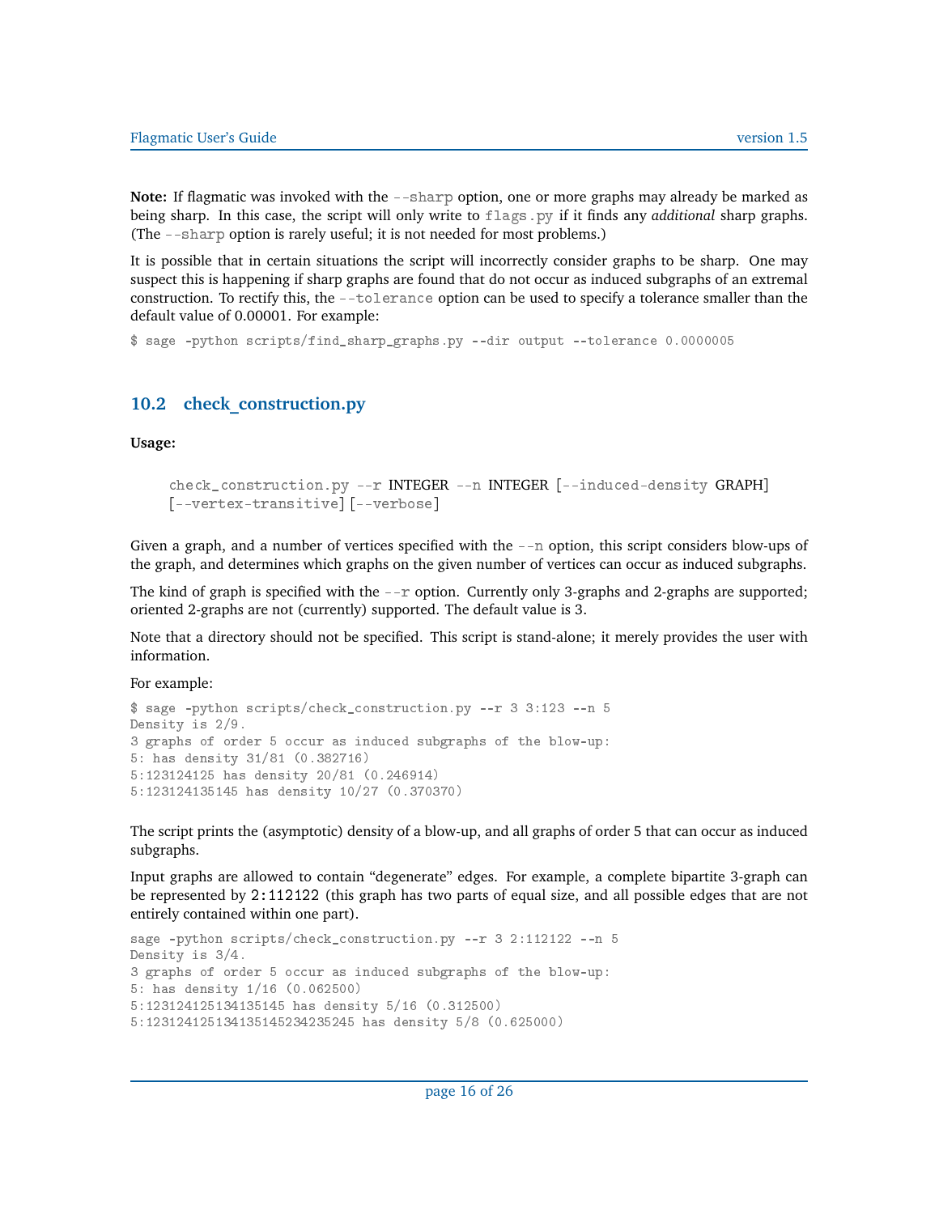**Note:** If flagmatic was invoked with the `--sharp` option, one or more graphs may already be marked as being sharp. In this case, the script will only write to `flags.py` if it finds any *additional* sharp graphs. (The `--sharp` option is rarely useful; it is not needed for most problems.)

It is possible that in certain situations the script will incorrectly consider graphs to be sharp. One may suspect this is happening if sharp graphs are found that do not occur as induced subgraphs of an extremal construction. To rectify this, the `--tolerance` option can be used to specify a tolerance smaller than the default value of 0.00001. For example:

```
$ sage -python scripts/find_sharp_graphs.py --dir output --tolerance 0.0000005
```

## 10.2 check_construction.py

**Usage:**

> `check_construction.py --r` INTEGER `--n` INTEGER [`--induced-density` GRAPH] [`--vertex-transitive`] [`--verbose`]

Given a graph, and a number of vertices specified with the `--n` option, this script considers blow-ups of the graph, and determines which graphs on the given number of vertices can occur as induced subgraphs.

The kind of graph is specified with the `--r` option. Currently only 3-graphs and 2-graphs are supported; oriented 2-graphs are not (currently) supported. The default value is 3.

Note that a directory should not be specified. This script is stand-alone; it merely provides the user with information.

For example:

```
$ sage -python scripts/check_construction.py --r 3 3:123 --n 5
Density is 2/9.
3 graphs of order 5 occur as induced subgraphs of the blow-up:
5: has density 31/81 (0.382716)
5:123124125 has density 20/81 (0.246914)
5:123124135145 has density 10/27 (0.370370)
```

The script prints the (asymptotic) density of a blow-up, and all graphs of order 5 that can occur as induced subgraphs.

Input graphs are allowed to contain "degenerate" edges. For example, a complete bipartite 3-graph can be represented by `2:112122` (this graph has two parts of equal size, and all possible edges that are not entirely contained within one part).

```
sage -python scripts/check_construction.py --r 3 2:112122 --n 5
Density is 3/4.
3 graphs of order 5 occur as induced subgraphs of the blow-up:
5: has density 1/16 (0.062500)
5:123124125134135145 has density 5/16 (0.312500)
5:123124125134135145234235245 has density 5/8 (0.625000)
```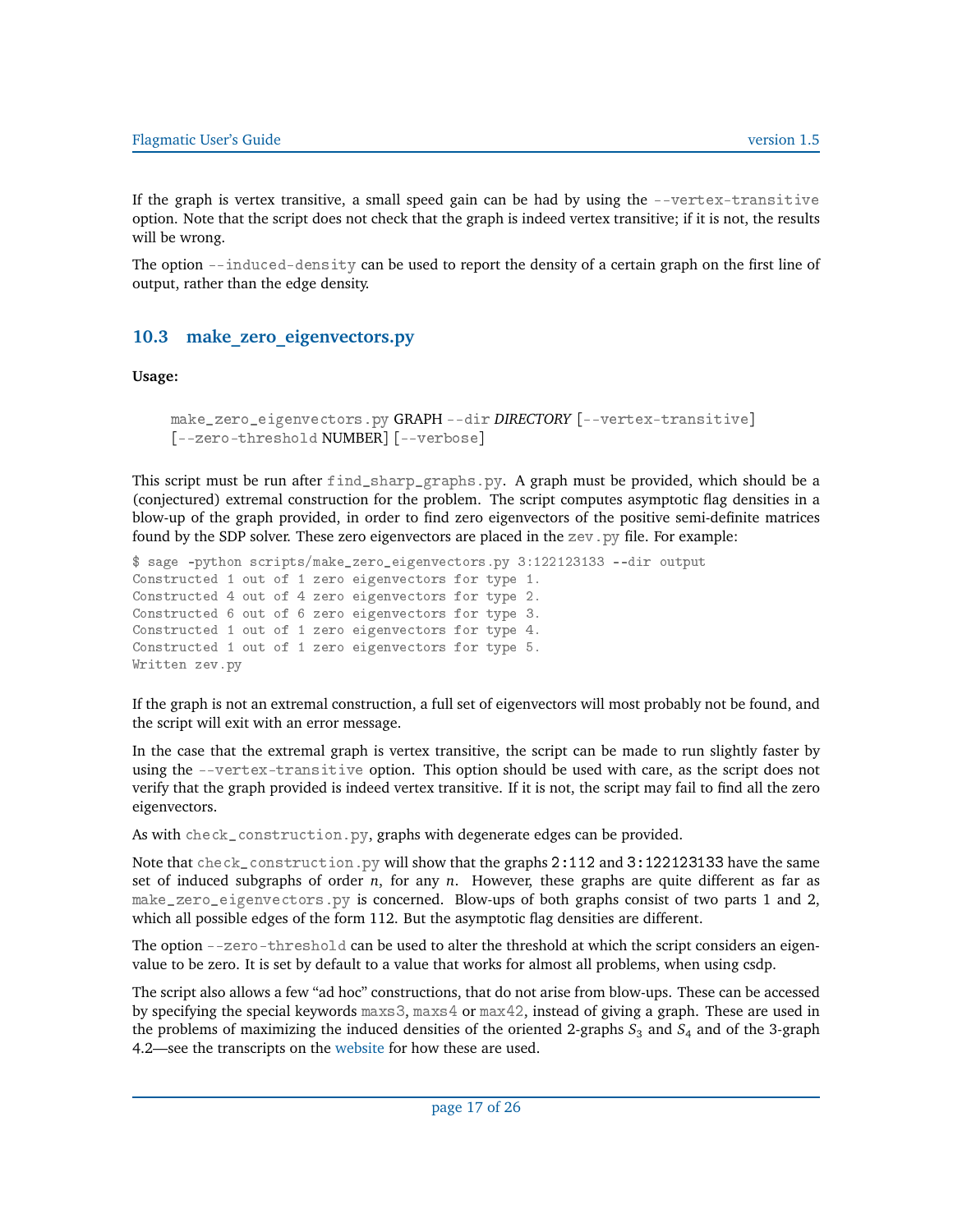If the graph is vertex transitive, a small speed gain can be had by using the `--vertex-transitive` option. Note that the script does not check that the graph is indeed vertex transitive; if it is not, the results will be wrong.

The option `--induced-density` can be used to report the density of a certain graph on the first line of output, rather than the edge density.

## 10.3 make_zero_eigenvectors.py

**Usage:**

> `make_zero_eigenvectors.py` GRAPH `--dir` *DIRECTORY* [`--vertex-transitive`]
> [`--zero-threshold` NUMBER] [`--verbose`]

This script must be run after `find_sharp_graphs.py`. A graph must be provided, which should be a (conjectured) extremal construction for the problem. The script computes asymptotic flag densities in a blow-up of the graph provided, in order to find zero eigenvectors of the positive semi-definite matrices found by the SDP solver. These zero eigenvectors are placed in the `zev.py` file. For example:

```
$ sage -python scripts/make_zero_eigenvectors.py 3:122123133 --dir output
Constructed 1 out of 1 zero eigenvectors for type 1.
Constructed 4 out of 4 zero eigenvectors for type 2.
Constructed 6 out of 6 zero eigenvectors for type 3.
Constructed 1 out of 1 zero eigenvectors for type 4.
Constructed 1 out of 1 zero eigenvectors for type 5.
Written zev.py
```

If the graph is not an extremal construction, a full set of eigenvectors will most probably not be found, and the script will exit with an error message.

In the case that the extremal graph is vertex transitive, the script can be made to run slightly faster by using the `--vertex-transitive` option. This option should be used with care, as the script does not verify that the graph provided is indeed vertex transitive. If it is not, the script may fail to find all the zero eigenvectors.

As with `check_construction.py`, graphs with degenerate edges can be provided.

Note that `check_construction.py` will show that the graphs `2:112` and `3:122123133` have the same set of induced subgraphs of order $n$, for any $n$. However, these graphs are quite different as far as `make_zero_eigenvectors.py` is concerned. Blow-ups of both graphs consist of two parts 1 and 2, which all possible edges of the form 112. But the asymptotic flag densities are different.

The option `--zero-threshold` can be used to alter the threshold at which the script considers an eigenvalue to be zero. It is set by default to a value that works for almost all problems, when using csdp.

The script also allows a few "ad hoc" constructions, that do not arise from blow-ups. These can be accessed by specifying the special keywords `maxs3`, `maxs4` or `max42`, instead of giving a graph. These are used in the problems of maximizing the induced densities of the oriented 2-graphs $S_3$ and $S_4$ and of the 3-graph 4.2—see the transcripts on the website for how these are used.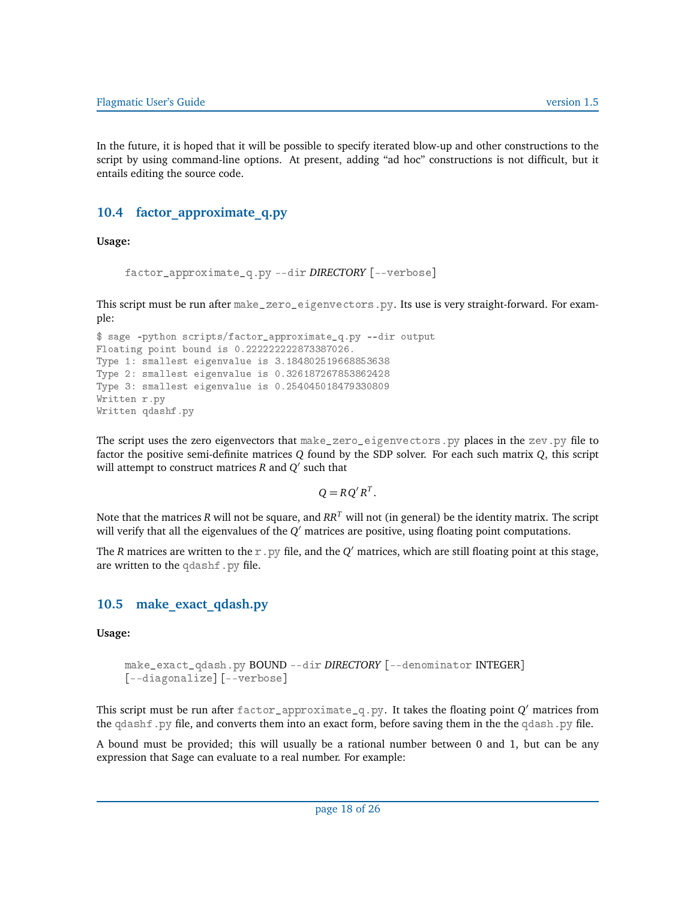In the future, it is hoped that it will be possible to specify iterated blow-up and other constructions to the script by using command-line options. At present, adding "ad hoc" constructions is not difficult, but it entails editing the source code.

## 10.4 factor_approximate_q.py

**Usage:**

> `factor_approximate_q.py --dir` *DIRECTORY* `[--verbose]`

This script must be run after `make_zero_eigenvectors.py`. Its use is very straight-forward. For example:

```
$ sage -python scripts/factor_approximate_q.py --dir output
Floating point bound is 0.222222222873387026.
Type 1: smallest eigenvalue is 3.184802519668853638
Type 2: smallest eigenvalue is 0.326187267853862428
Type 3: smallest eigenvalue is 0.254045018479330809
Written r.py
Written qdashf.py
```

The script uses the zero eigenvectors that `make_zero_eigenvectors.py` places in the `zev.py` file to factor the positive semi-definite matrices $Q$ found by the SDP solver. For each such matrix $Q$, this script will attempt to construct matrices $R$ and $Q'$ such that

$$Q = RQ'R^T.$$

Note that the matrices $R$ will not be square, and $RR^T$ will not (in general) be the identity matrix. The script will verify that all the eigenvalues of the $Q'$ matrices are positive, using floating point computations.

The $R$ matrices are written to the `r.py` file, and the $Q'$ matrices, which are still floating point at this stage, are written to the `qdashf.py` file.

## 10.5 make_exact_qdash.py

**Usage:**

> `make_exact_qdash.py` BOUND `--dir` *DIRECTORY* `[--denominator` INTEGER`]`
> `[--diagonalize]` `[--verbose]`

This script must be run after `factor_approximate_q.py`. It takes the floating point $Q'$ matrices from the `qdashf.py` file, and converts them into an exact form, before saving them in the the `qdash.py` file.

A bound must be provided; this will usually be a rational number between 0 and 1, but can be any expression that Sage can evaluate to a real number. For example: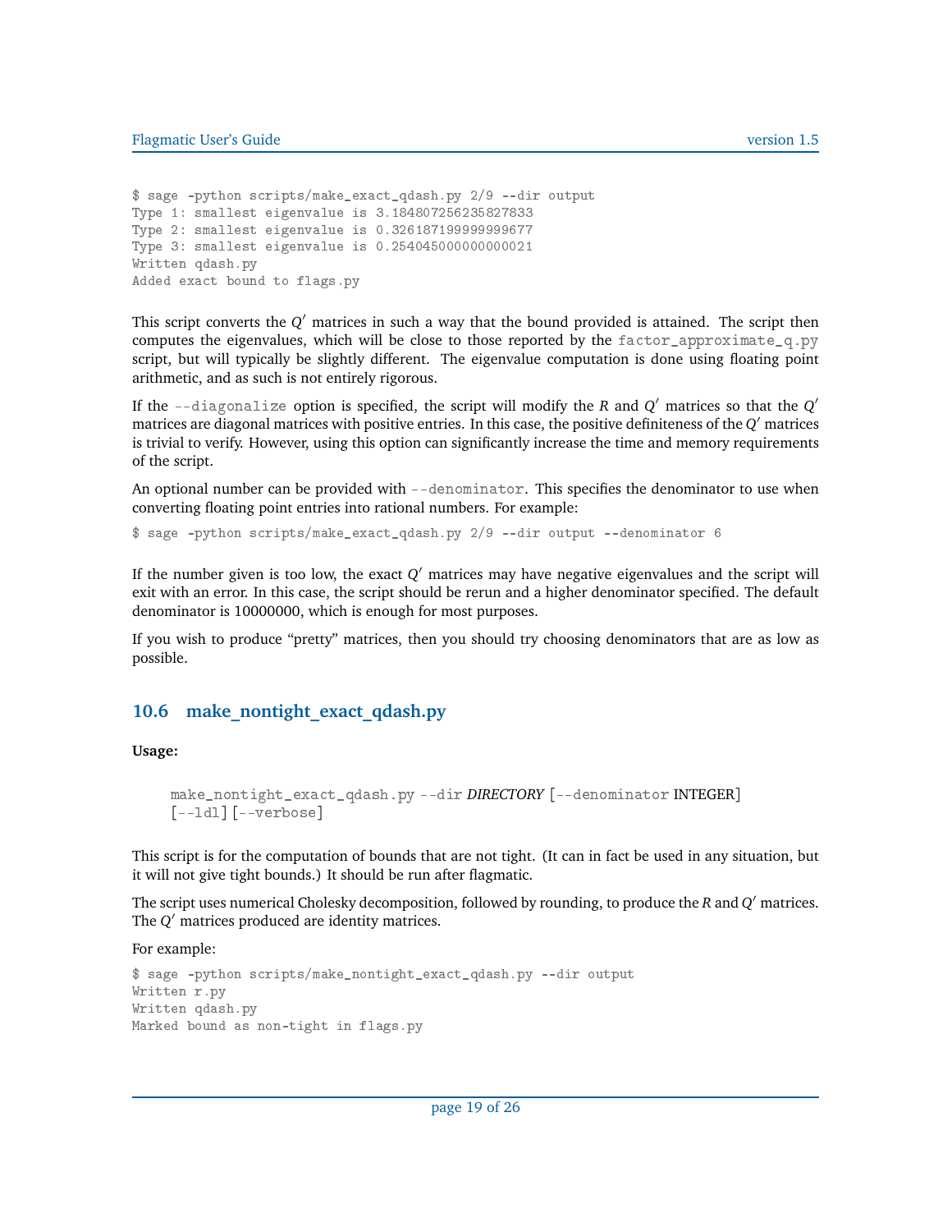```
$ sage -python scripts/make_exact_qdash.py 2/9 --dir output
Type 1: smallest eigenvalue is 3.184807256235827833
Type 2: smallest eigenvalue is 0.326187199999999677
Type 3: smallest eigenvalue is 0.254045000000000021
Written qdash.py
Added exact bound to flags.py
```

This script converts the $Q'$ matrices in such a way that the bound provided is attained. The script then computes the eigenvalues, which will be close to those reported by the `factor_approximate_q.py` script, but will typically be slightly different. The eigenvalue computation is done using floating point arithmetic, and as such is not entirely rigorous.

If the `--diagonalize` option is specified, the script will modify the $R$ and $Q'$ matrices so that the $Q'$ matrices are diagonal matrices with positive entries. In this case, the positive definiteness of the $Q'$ matrices is trivial to verify. However, using this option can significantly increase the time and memory requirements of the script.

An optional number can be provided with `--denominator`. This specifies the denominator to use when converting floating point entries into rational numbers. For example:

```
$ sage -python scripts/make_exact_qdash.py 2/9 --dir output --denominator 6
```

If the number given is too low, the exact $Q'$ matrices may have negative eigenvalues and the script will exit with an error. In this case, the script should be rerun and a higher denominator specified. The default denominator is 10000000, which is enough for most purposes.

If you wish to produce "pretty" matrices, then you should try choosing denominators that are as low as possible.

## 10.6 make_nontight_exact_qdash.py

**Usage:**

> `make_nontight_exact_qdash.py` `--dir` *DIRECTORY* [`--denominator` INTEGER] [`--ldl`] [`--verbose`]

This script is for the computation of bounds that are not tight. (It can in fact be used in any situation, but it will not give tight bounds.) It should be run after flagmatic.

The script uses numerical Cholesky decomposition, followed by rounding, to produce the $R$ and $Q'$ matrices. The $Q'$ matrices produced are identity matrices.

For example:

```
$ sage -python scripts/make_nontight_exact_qdash.py --dir output
Written r.py
Written qdash.py
Marked bound as non-tight in flags.py
```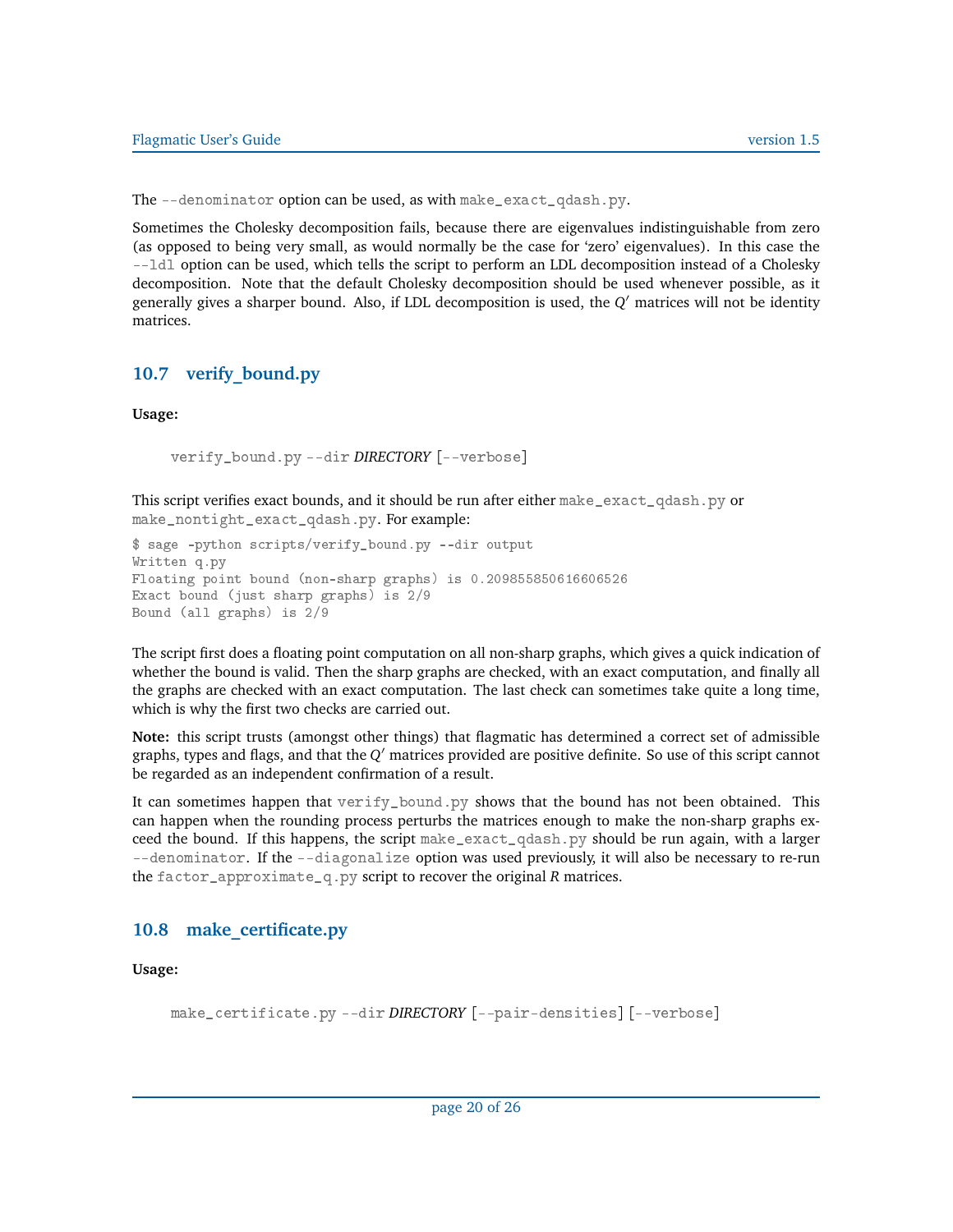The `--denominator` option can be used, as with `make_exact_qdash.py`.

Sometimes the Cholesky decomposition fails, because there are eigenvalues indistinguishable from zero (as opposed to being very small, as would normally be the case for 'zero' eigenvalues). In this case the `--ldl` option can be used, which tells the script to perform an LDL decomposition instead of a Cholesky decomposition. Note that the default Cholesky decomposition should be used whenever possible, as it generally gives a sharper bound. Also, if LDL decomposition is used, the $Q'$ matrices will not be identity matrices.

## 10.7 verify_bound.py

**Usage:**

> `verify_bound.py --dir` *DIRECTORY* [`--verbose`]

This script verifies exact bounds, and it should be run after either `make_exact_qdash.py` or `make_nontight_exact_qdash.py`. For example:

```
$ sage -python scripts/verify_bound.py --dir output
Written q.py
Floating point bound (non-sharp graphs) is 0.209855850616606526
Exact bound (just sharp graphs) is 2/9
Bound (all graphs) is 2/9
```

The script first does a floating point computation on all non-sharp graphs, which gives a quick indication of whether the bound is valid. Then the sharp graphs are checked, with an exact computation, and finally all the graphs are checked with an exact computation. The last check can sometimes take quite a long time, which is why the first two checks are carried out.

**Note:** this script trusts (amongst other things) that flagmatic has determined a correct set of admissible graphs, types and flags, and that the $Q'$ matrices provided are positive definite. So use of this script cannot be regarded as an independent confirmation of a result.

It can sometimes happen that `verify_bound.py` shows that the bound has not been obtained. This can happen when the rounding process perturbs the matrices enough to make the non-sharp graphs exceed the bound. If this happens, the script `make_exact_qdash.py` should be run again, with a larger `--denominator`. If the `--diagonalize` option was used previously, it will also be necessary to re-run the `factor_approximate_q.py` script to recover the original $R$ matrices.

## 10.8 make_certificate.py

**Usage:**

> `make_certificate.py --dir` *DIRECTORY* [`--pair-densities`] [`--verbose`]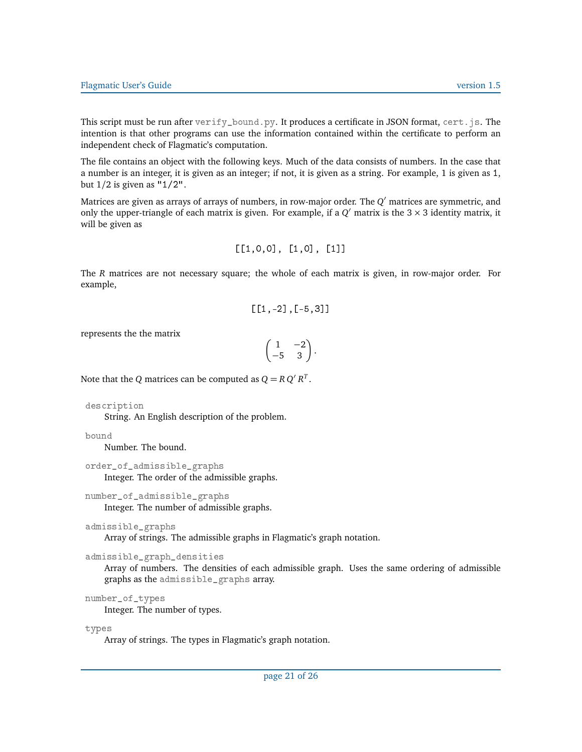This script must be run after `verify_bound.py`. It produces a certificate in JSON format, `cert.js`. The intention is that other programs can use the information contained within the certificate to perform an independent check of Flagmatic's computation.

The file contains an object with the following keys. Much of the data consists of numbers. In the case that a number is an integer, it is given as an integer; if not, it is given as a string. For example, 1 is given as `1`, but 1/2 is given as `"1/2"`.

Matrices are given as arrays of arrays of numbers, in row-major order. The $Q'$ matrices are symmetric, and only the upper-triangle of each matrix is given. For example, if a $Q'$ matrix is the $3 \times 3$ identity matrix, it will be given as

```
[[1,0,0], [1,0], [1]]
```

The $R$ matrices are not necessary square; the whole of each matrix is given, in row-major order. For example,

```
[[1,-2],[-5,3]]
```

represents the the matrix

$$\begin{pmatrix} 1 & -2 \\ -5 & 3 \end{pmatrix}.$$

Note that the $Q$ matrices can be computed as $Q = R\,Q'\,R^T$.

`description`
: String. An English description of the problem.

`bound`
: Number. The bound.

`order_of_admissible_graphs`
: Integer. The order of the admissible graphs.

`number_of_admissible_graphs`
: Integer. The number of admissible graphs.

`admissible_graphs`
: Array of strings. The admissible graphs in Flagmatic's graph notation.

`admissible_graph_densities`
: Array of numbers. The densities of each admissible graph. Uses the same ordering of admissible graphs as the `admissible_graphs` array.

`number_of_types`
: Integer. The number of types.

`types`
: Array of strings. The types in Flagmatic's graph notation.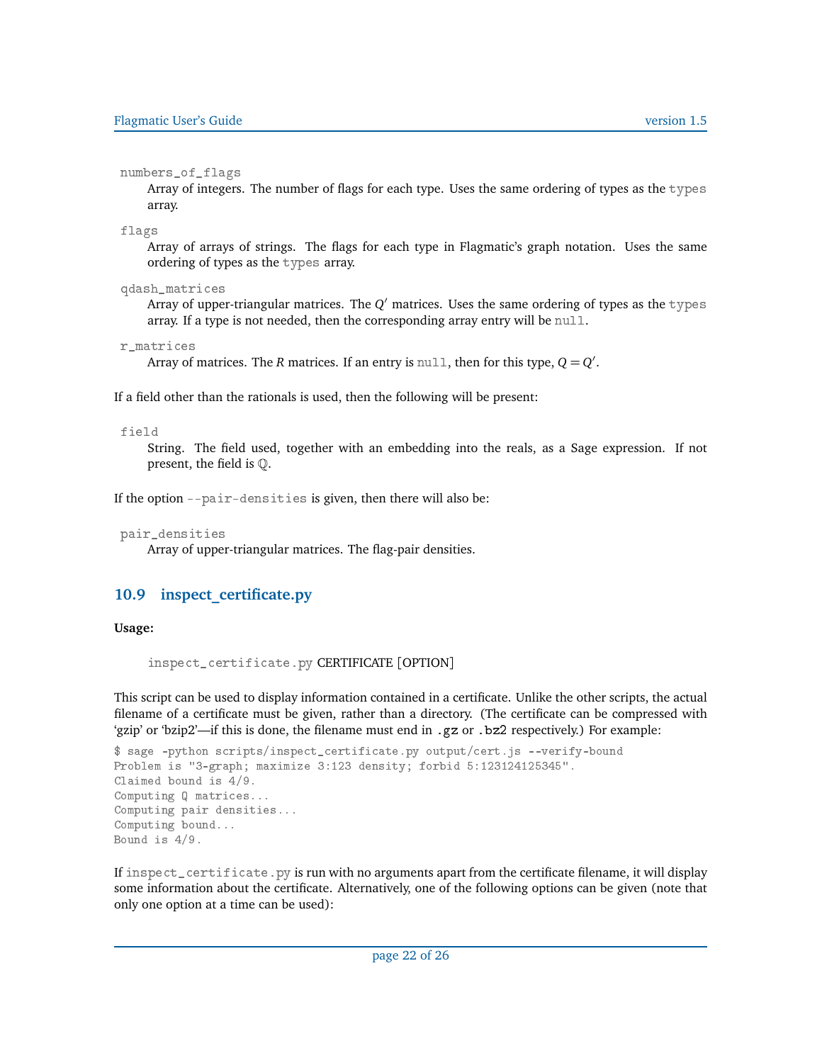`numbers_of_flags`
: Array of integers. The number of flags for each type. Uses the same ordering of types as the `types` array.

`flags`
: Array of arrays of strings. The flags for each type in Flagmatic's graph notation. Uses the same ordering of types as the `types` array.

`qdash_matrices`
: Array of upper-triangular matrices. The $Q'$ matrices. Uses the same ordering of types as the `types` array. If a type is not needed, then the corresponding array entry will be `null`.

`r_matrices`
: Array of matrices. The $R$ matrices. If an entry is `null`, then for this type, $Q = Q'$.

If a field other than the rationals is used, then the following will be present:

`field`
: String. The field used, together with an embedding into the reals, as a Sage expression. If not present, the field is $\mathbb{Q}$.

If the option `--pair-densities` is given, then there will also be:

`pair_densities`
: Array of upper-triangular matrices. The flag-pair densities.

## 10.9 inspect_certificate.py

**Usage:**

`inspect_certificate.py` CERTIFICATE [OPTION]

This script can be used to display information contained in a certificate. Unlike the other scripts, the actual filename of a certificate must be given, rather than a directory. (The certificate can be compressed with 'gzip' or 'bzip2'—if this is done, the filename must end in `.gz` or `.bz2` respectively.) For example:

```
$ sage -python scripts/inspect_certificate.py output/cert.js --verify-bound
Problem is "3-graph; maximize 3:123 density; forbid 5:123124125345".
Claimed bound is 4/9.
Computing Q matrices...
Computing pair densities...
Computing bound...
Bound is 4/9.
```

If `inspect_certificate.py` is run with no arguments apart from the certificate filename, it will display some information about the certificate. Alternatively, one of the following options can be given (note that only one option at a time can be used):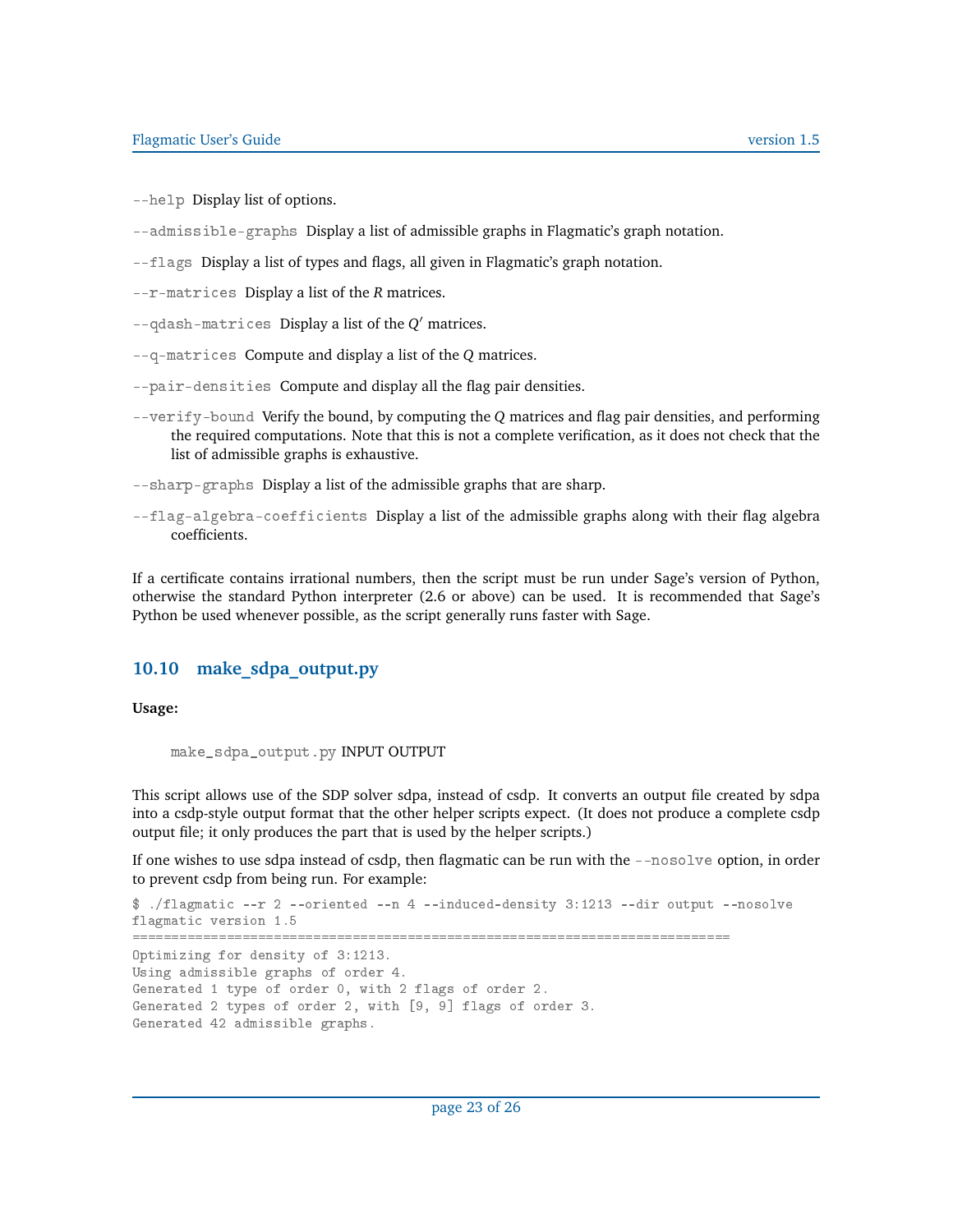`--help` Display list of options.

`--admissible-graphs` Display a list of admissible graphs in Flagmatic's graph notation.

`--flags` Display a list of types and flags, all given in Flagmatic's graph notation.

`--r-matrices` Display a list of the *R* matrices.

`--qdash-matrices` Display a list of the $Q'$ matrices.

`--q-matrices` Compute and display a list of the *Q* matrices.

`--pair-densities` Compute and display all the flag pair densities.

`--verify-bound` Verify the bound, by computing the *Q* matrices and flag pair densities, and performing the required computations. Note that this is not a complete verification, as it does not check that the list of admissible graphs is exhaustive.

`--sharp-graphs` Display a list of the admissible graphs that are sharp.

`--flag-algebra-coefficients` Display a list of the admissible graphs along with their flag algebra coefficients.

If a certificate contains irrational numbers, then the script must be run under Sage's version of Python, otherwise the standard Python interpreter (2.6 or above) can be used. It is recommended that Sage's Python be used whenever possible, as the script generally runs faster with Sage.

## 10.10 make_sdpa_output.py

**Usage:**

`make_sdpa_output.py` INPUT OUTPUT

This script allows use of the SDP solver sdpa, instead of csdp. It converts an output file created by sdpa into a csdp-style output format that the other helper scripts expect. (It does not produce a complete csdp output file; it only produces the part that is used by the helper scripts.)

If one wishes to use sdpa instead of csdp, then flagmatic can be run with the `--nosolve` option, in order to prevent csdp from being run. For example:

```
$ ./flagmatic --r 2 --oriented --n 4 --induced-density 3:1213 --dir output --nosolve
flagmatic version 1.5
===========================================================================
Optimizing for density of 3:1213.
Using admissible graphs of order 4.
Generated 1 type of order 0, with 2 flags of order 2.
Generated 2 types of order 2, with [9, 9] flags of order 3.
Generated 42 admissible graphs.
```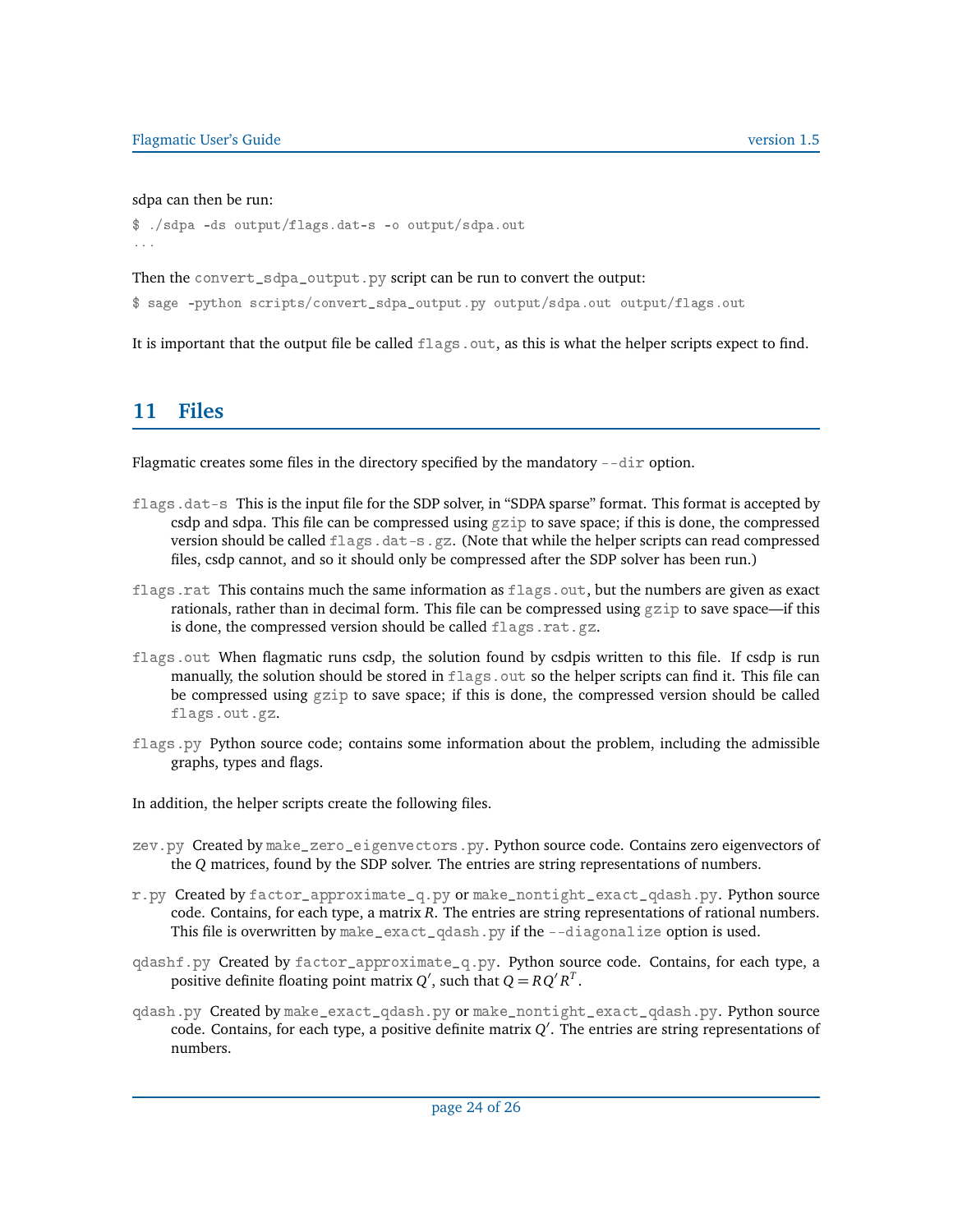sdpa can then be run:

```
$ ./sdpa -ds output/flags.dat-s -o output/sdpa.out
...
```

Then the `convert_sdpa_output.py` script can be run to convert the output:

```
$ sage -python scripts/convert_sdpa_output.py output/sdpa.out output/flags.out
```

It is important that the output file be called `flags.out`, as this is what the helper scripts expect to find.

## 11 Files

Flagmatic creates some files in the directory specified by the mandatory `--dir` option.

`flags.dat-s` This is the input file for the SDP solver, in "SDPA sparse" format. This format is accepted by csdp and sdpa. This file can be compressed using `gzip` to save space; if this is done, the compressed version should be called `flags.dat-s.gz`. (Note that while the helper scripts can read compressed files, csdp cannot, and so it should only be compressed after the SDP solver has been run.)

`flags.rat` This contains much the same information as `flags.out`, but the numbers are given as exact rationals, rather than in decimal form. This file can be compressed using `gzip` to save space—if this is done, the compressed version should be called `flags.rat.gz`.

`flags.out` When flagmatic runs csdp, the solution found by csdpis written to this file. If csdp is run manually, the solution should be stored in `flags.out` so the helper scripts can find it. This file can be compressed using `gzip` to save space; if this is done, the compressed version should be called `flags.out.gz`.

`flags.py` Python source code; contains some information about the problem, including the admissible graphs, types and flags.

In addition, the helper scripts create the following files.

`zev.py` Created by `make_zero_eigenvectors.py`. Python source code. Contains zero eigenvectors of the $Q$ matrices, found by the SDP solver. The entries are string representations of numbers.

`r.py` Created by `factor_approximate_q.py` or `make_nontight_exact_qdash.py`. Python source code. Contains, for each type, a matrix $R$. The entries are string representations of rational numbers. This file is overwritten by `make_exact_qdash.py` if the `--diagonalize` option is used.

`qdashf.py` Created by `factor_approximate_q.py`. Python source code. Contains, for each type, a positive definite floating point matrix $Q'$, such that $Q = RQ'R^T$.

`qdash.py` Created by `make_exact_qdash.py` or `make_nontight_exact_qdash.py`. Python source code. Contains, for each type, a positive definite matrix $Q'$. The entries are string representations of numbers.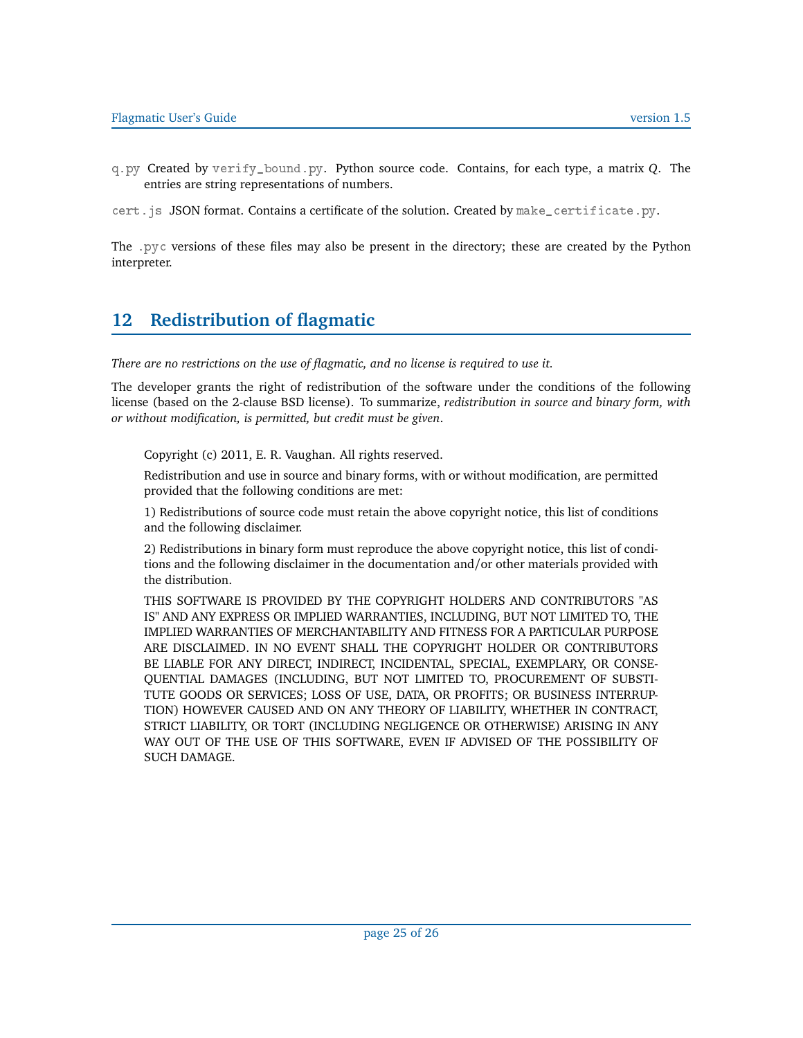`q.py` Created by `verify_bound.py`. Python source code. Contains, for each type, a matrix $Q$. The entries are string representations of numbers.

`cert.js` JSON format. Contains a certificate of the solution. Created by `make_certificate.py`.

The `.pyc` versions of these files may also be present in the directory; these are created by the Python interpreter.

## 12 Redistribution of flagmatic

*There are no restrictions on the use of flagmatic, and no license is required to use it.*

The developer grants the right of redistribution of the software under the conditions of the following license (based on the 2-clause BSD license). To summarize, *redistribution in source and binary form, with or without modification, is permitted, but credit must be given*.

> Copyright (c) 2011, E. R. Vaughan. All rights reserved.
>
> Redistribution and use in source and binary forms, with or without modification, are permitted provided that the following conditions are met:
>
> 1) Redistributions of source code must retain the above copyright notice, this list of conditions and the following disclaimer.
>
> 2) Redistributions in binary form must reproduce the above copyright notice, this list of conditions and the following disclaimer in the documentation and/or other materials provided with the distribution.
>
> THIS SOFTWARE IS PROVIDED BY THE COPYRIGHT HOLDERS AND CONTRIBUTORS "AS IS" AND ANY EXPRESS OR IMPLIED WARRANTIES, INCLUDING, BUT NOT LIMITED TO, THE IMPLIED WARRANTIES OF MERCHANTABILITY AND FITNESS FOR A PARTICULAR PURPOSE ARE DISCLAIMED. IN NO EVENT SHALL THE COPYRIGHT HOLDER OR CONTRIBUTORS BE LIABLE FOR ANY DIRECT, INDIRECT, INCIDENTAL, SPECIAL, EXEMPLARY, OR CONSEQUENTIAL DAMAGES (INCLUDING, BUT NOT LIMITED TO, PROCUREMENT OF SUBSTITUTE GOODS OR SERVICES; LOSS OF USE, DATA, OR PROFITS; OR BUSINESS INTERRUPTION) HOWEVER CAUSED AND ON ANY THEORY OF LIABILITY, WHETHER IN CONTRACT, STRICT LIABILITY, OR TORT (INCLUDING NEGLIGENCE OR OTHERWISE) ARISING IN ANY WAY OUT OF THE USE OF THIS SOFTWARE, EVEN IF ADVISED OF THE POSSIBILITY OF SUCH DAMAGE.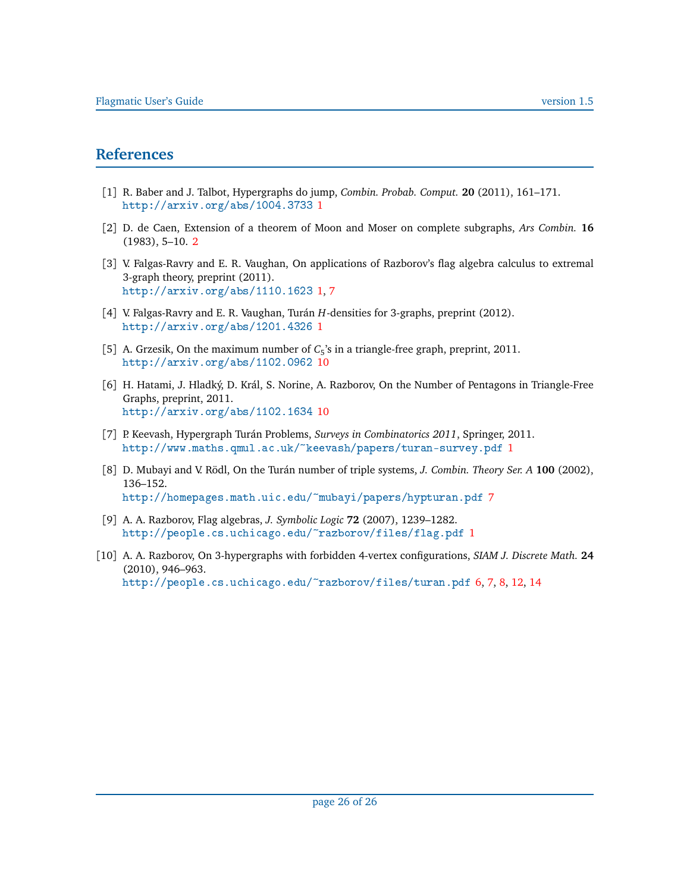## References

[1] R. Baber and J. Talbot, Hypergraphs do jump, *Combin. Probab. Comput.* **20** (2011), 161–171. http://arxiv.org/abs/1004.3733 1

[2] D. de Caen, Extension of a theorem of Moon and Moser on complete subgraphs, *Ars Combin.* **16** (1983), 5–10. 2

[3] V. Falgas-Ravry and E. R. Vaughan, On applications of Razborov's flag algebra calculus to extremal 3-graph theory, preprint (2011). http://arxiv.org/abs/1110.1623 1, 7

[4] V. Falgas-Ravry and E. R. Vaughan, Turán $H$-densities for 3-graphs, preprint (2012). http://arxiv.org/abs/1201.4326 1

[5] A. Grzesik, On the maximum number of $C_5$'s in a triangle-free graph, preprint, 2011. http://arxiv.org/abs/1102.0962 10

[6] H. Hatami, J. Hladký, D. Král, S. Norine, A. Razborov, On the Number of Pentagons in Triangle-Free Graphs, preprint, 2011. http://arxiv.org/abs/1102.1634 10

[7] P. Keevash, Hypergraph Turán Problems, *Surveys in Combinatorics 2011*, Springer, 2011. http://www.maths.qmul.ac.uk/~keevash/papers/turan-survey.pdf 1

[8] D. Mubayi and V. Rödl, On the Turán number of triple systems, *J. Combin. Theory Ser. A* **100** (2002), 136–152. http://homepages.math.uic.edu/~mubayi/papers/hypturan.pdf 7

[9] A. A. Razborov, Flag algebras, *J. Symbolic Logic* **72** (2007), 1239–1282. http://people.cs.uchicago.edu/~razborov/files/flag.pdf 1

[10] A. A. Razborov, On 3-hypergraphs with forbidden 4-vertex configurations, *SIAM J. Discrete Math.* **24** (2010), 946–963. http://people.cs.uchicago.edu/~razborov/files/turan.pdf 6, 7, 8, 12, 14